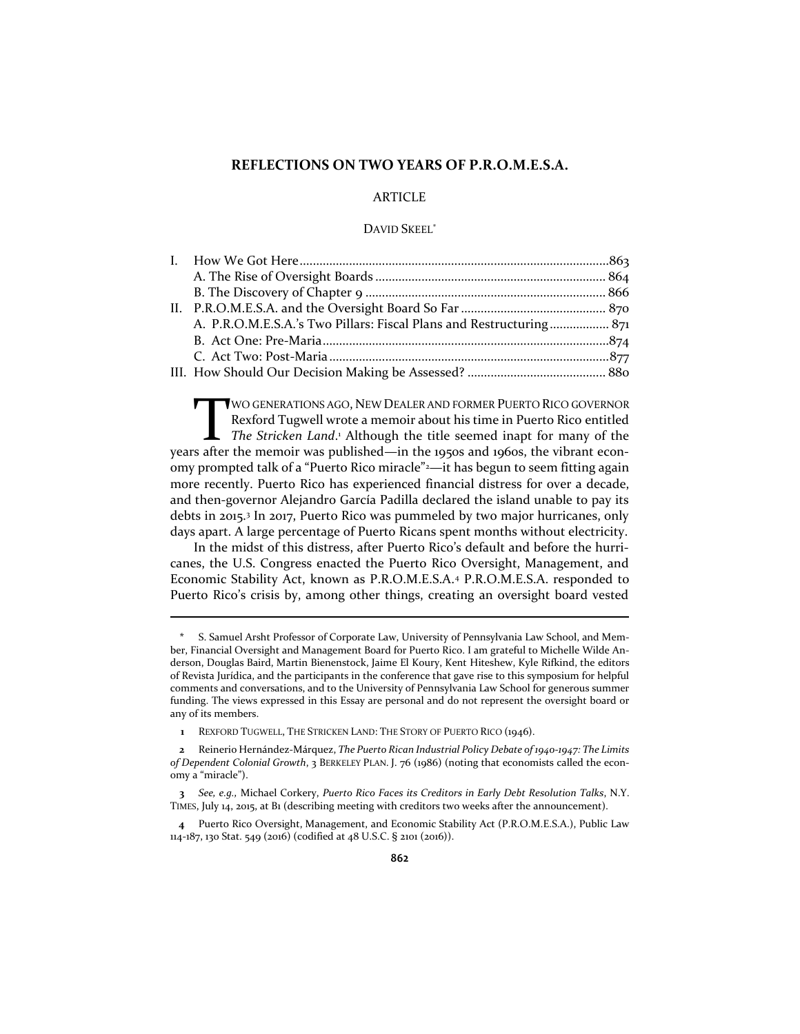# REFLECTIONS ON TWO YEARS OF P.R.O.M.E.S.A.

ARTICLE

DAVID SKEEL*

| | |
|---|---|
| I. How We Got Here | 863 |
| A. The Rise of Oversight Boards | 864 |
| B. The Discovery of Chapter 9 | 866 |
| II. P.R.O.M.E.S.A. and the Oversight Board So Far | 870 |
| A. P.R.O.M.E.S.A.'s Two Pillars: Fiscal Plans and Restructuring | 871 |
| B. Act One: Pre-Maria | 874 |
| C. Act Two: Post-Maria | 877 |
| III. How Should Our Decision Making be Assessed? | 880 |

TWO GENERATIONS AGO, NEW DEALER AND FORMER PUERTO RICO GOVERNOR Rexford Tugwell wrote a memoir about his time in Puerto Rico entitled *The Stricken Land*.[1] Although the title seemed inapt for many of the years after the memoir was published—in the 1950s and 1960s, the vibrant economy prompted talk of a "Puerto Rico miracle"[2]—it has begun to seem fitting again more recently. Puerto Rico has experienced financial distress for over a decade, and then-governor Alejandro García Padilla declared the island unable to pay its debts in 2015.[3] In 2017, Puerto Rico was pummeled by two major hurricanes, only days apart. A large percentage of Puerto Ricans spent months without electricity.

In the midst of this distress, after Puerto Rico's default and before the hurricanes, the U.S. Congress enacted the Puerto Rico Oversight, Management, and Economic Stability Act, known as P.R.O.M.E.S.A.[4] P.R.O.M.E.S.A. responded to Puerto Rico's crisis by, among other things, creating an oversight board vested

---

\* S. Samuel Arsht Professor of Corporate Law, University of Pennsylvania Law School, and Member, Financial Oversight and Management Board for Puerto Rico. I am grateful to Michelle Wilde Anderson, Douglas Baird, Martin Bienenstock, Jaime El Koury, Kent Hiteshew, Kyle Rifkind, the editors of Revista Jurídica, and the participants in the conference that gave rise to this symposium for helpful comments and conversations, and to the University of Pennsylvania Law School for generous summer funding. The views expressed in this Essay are personal and do not represent the oversight board or any of its members.

**1** REXFORD TUGWELL, THE STRICKEN LAND: THE STORY OF PUERTO RICO (1946).

**2** Reinerio Hernández-Márquez, *The Puerto Rican Industrial Policy Debate of 1940-1947: The Limits of Dependent Colonial Growth*, 3 BERKELEY PLAN. J. 76 (1986) (noting that economists called the economy a "miracle").

**3** *See, e.g.,* Michael Corkery, *Puerto Rico Faces its Creditors in Early Debt Resolution Talks*, N.Y. TIMES, July 14, 2015, at B1 (describing meeting with creditors two weeks after the announcement).

**4** Puerto Rico Oversight, Management, and Economic Stability Act (P.R.O.M.E.S.A.), Public Law 114-187, 130 Stat. 549 (2016) (codified at 48 U.S.C. § 2101 (2016)).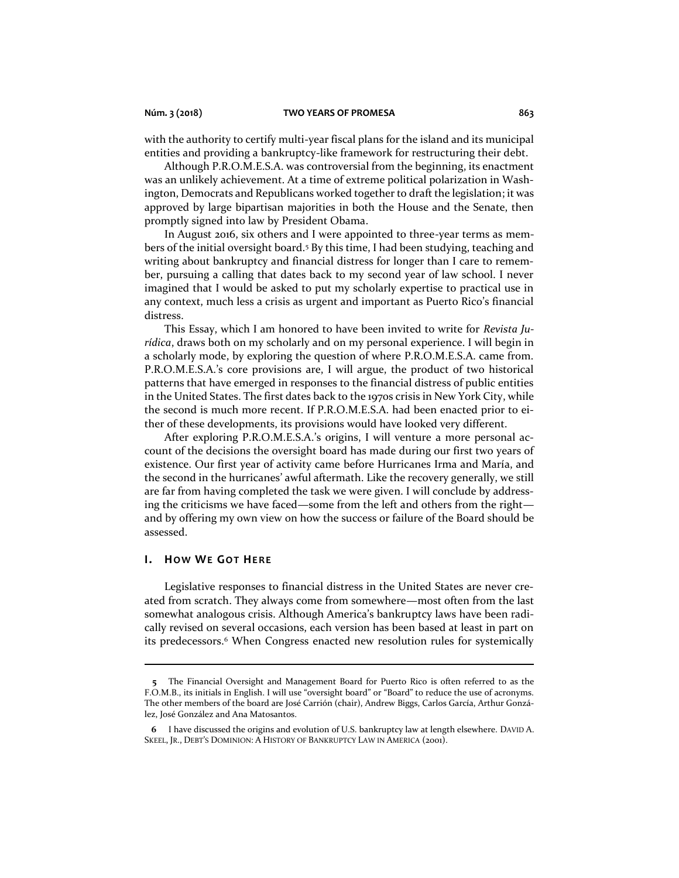with the authority to certify multi-year fiscal plans for the island and its municipal entities and providing a bankruptcy-like framework for restructuring their debt.

Although P.R.O.M.E.S.A. was controversial from the beginning, its enactment was an unlikely achievement. At a time of extreme political polarization in Washington, Democrats and Republicans worked together to draft the legislation; it was approved by large bipartisan majorities in both the House and the Senate, then promptly signed into law by President Obama.

In August 2016, six others and I were appointed to three-year terms as members of the initial oversight board.[5] By this time, I had been studying, teaching and writing about bankruptcy and financial distress for longer than I care to remember, pursuing a calling that dates back to my second year of law school. I never imagined that I would be asked to put my scholarly expertise to practical use in any context, much less a crisis as urgent and important as Puerto Rico's financial distress.

This Essay, which I am honored to have been invited to write for *Revista Jurídica*, draws both on my scholarly and on my personal experience. I will begin in a scholarly mode, by exploring the question of where P.R.O.M.E.S.A. came from. P.R.O.M.E.S.A.'s core provisions are, I will argue, the product of two historical patterns that have emerged in responses to the financial distress of public entities in the United States. The first dates back to the 1970s crisis in New York City, while the second is much more recent. If P.R.O.M.E.S.A. had been enacted prior to either of these developments, its provisions would have looked very different.

After exploring P.R.O.M.E.S.A.'s origins, I will venture a more personal account of the decisions the oversight board has made during our first two years of existence. Our first year of activity came before Hurricanes Irma and María, and the second in the hurricanes' awful aftermath. Like the recovery generally, we still are far from having completed the task we were given. I will conclude by addressing the criticisms we have faced—some from the left and others from the right—and by offering my own view on how the success or failure of the Board should be assessed.

## I. HOW WE GOT HERE

Legislative responses to financial distress in the United States are never created from scratch. They always come from somewhere—most often from the last somewhat analogous crisis. Although America's bankruptcy laws have been radically revised on several occasions, each version has been based at least in part on its predecessors.[6] When Congress enacted new resolution rules for systemically

---

**5** The Financial Oversight and Management Board for Puerto Rico is often referred to as the F.O.M.B., its initials in English. I will use "oversight board" or "Board" to reduce the use of acronyms. The other members of the board are José Carrión (chair), Andrew Biggs, Carlos García, Arthur González, José González and Ana Matosantos.

**6** I have discussed the origins and evolution of U.S. bankruptcy law at length elsewhere. DAVID A. SKEEL, JR., DEBT'S DOMINION: A HISTORY OF BANKRUPTCY LAW IN AMERICA (2001).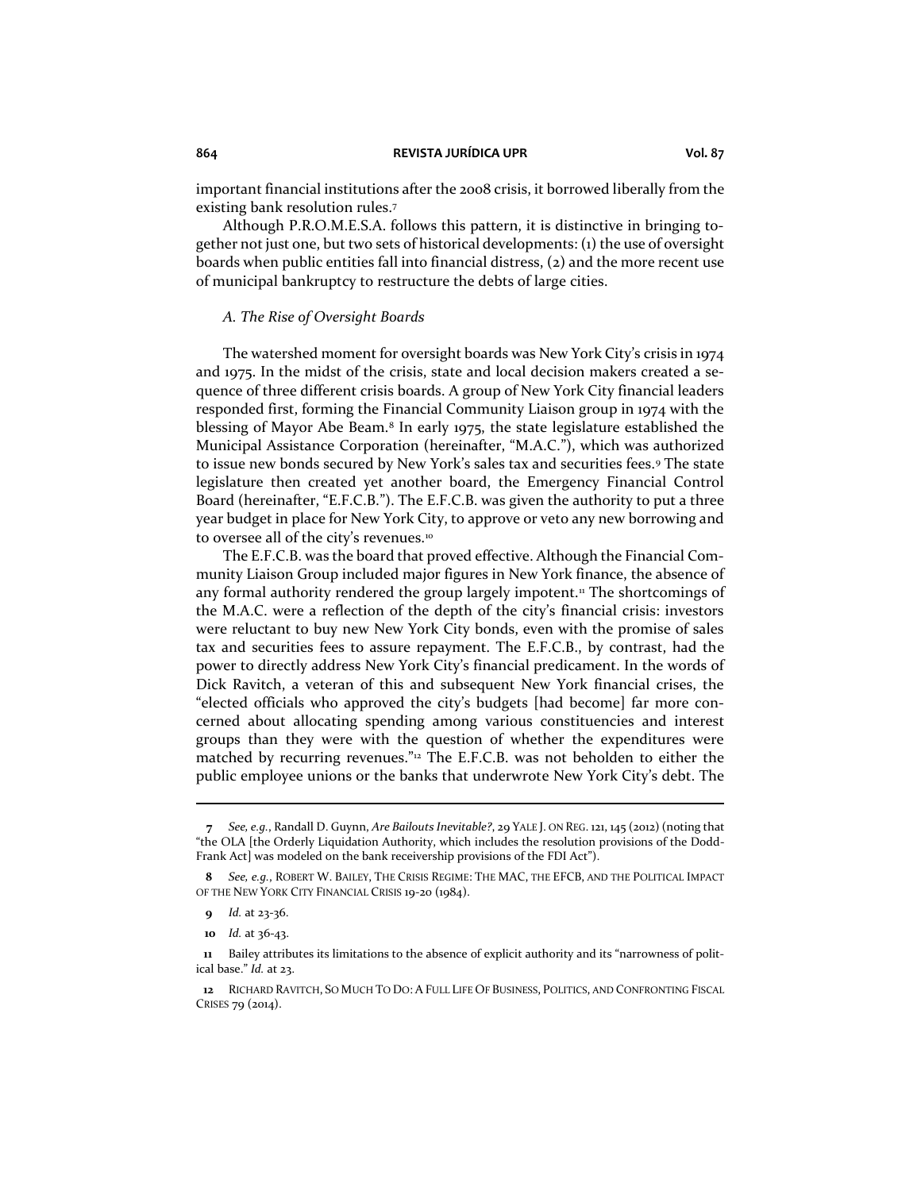important financial institutions after the 2008 crisis, it borrowed liberally from the existing bank resolution rules.[7]

Although P.R.O.M.E.S.A. follows this pattern, it is distinctive in bringing together not just one, but two sets of historical developments: (1) the use of oversight boards when public entities fall into financial distress, (2) and the more recent use of municipal bankruptcy to restructure the debts of large cities.

### *A. The Rise of Oversight Boards*

The watershed moment for oversight boards was New York City's crisis in 1974 and 1975. In the midst of the crisis, state and local decision makers created a sequence of three different crisis boards. A group of New York City financial leaders responded first, forming the Financial Community Liaison group in 1974 with the blessing of Mayor Abe Beam.[8] In early 1975, the state legislature established the Municipal Assistance Corporation (hereinafter, "M.A.C."), which was authorized to issue new bonds secured by New York's sales tax and securities fees.[9] The state legislature then created yet another board, the Emergency Financial Control Board (hereinafter, "E.F.C.B."). The E.F.C.B. was given the authority to put a three year budget in place for New York City, to approve or veto any new borrowing and to oversee all of the city's revenues.[10]

The E.F.C.B. was the board that proved effective. Although the Financial Community Liaison Group included major figures in New York finance, the absence of any formal authority rendered the group largely impotent.[11] The shortcomings of the M.A.C. were a reflection of the depth of the city's financial crisis: investors were reluctant to buy new New York City bonds, even with the promise of sales tax and securities fees to assure repayment. The E.F.C.B., by contrast, had the power to directly address New York City's financial predicament. In the words of Dick Ravitch, a veteran of this and subsequent New York financial crises, the "elected officials who approved the city's budgets [had become] far more concerned about allocating spending among various constituencies and interest groups than they were with the question of whether the expenditures were matched by recurring revenues."[12] The E.F.C.B. was not beholden to either the public employee unions or the banks that underwrote New York City's debt. The

---

**7** *See, e.g.*, Randall D. Guynn, *Are Bailouts Inevitable?*, 29 YALE J. ON REG. 121, 145 (2012) (noting that "the OLA [the Orderly Liquidation Authority, which includes the resolution provisions of the Dodd-Frank Act] was modeled on the bank receivership provisions of the FDI Act").

**8** *See, e.g.*, ROBERT W. BAILEY, THE CRISIS REGIME: THE MAC, THE EFCB, AND THE POLITICAL IMPACT OF THE NEW YORK CITY FINANCIAL CRISIS 19-20 (1984).

**9** *Id.* at 23-36.

**10** *Id.* at 36-43.

**11** Bailey attributes its limitations to the absence of explicit authority and its "narrowness of political base." *Id.* at 23.

**12** RICHARD RAVITCH, SO MUCH TO DO: A FULL LIFE OF BUSINESS, POLITICS, AND CONFRONTING FISCAL CRISES 79 (2014).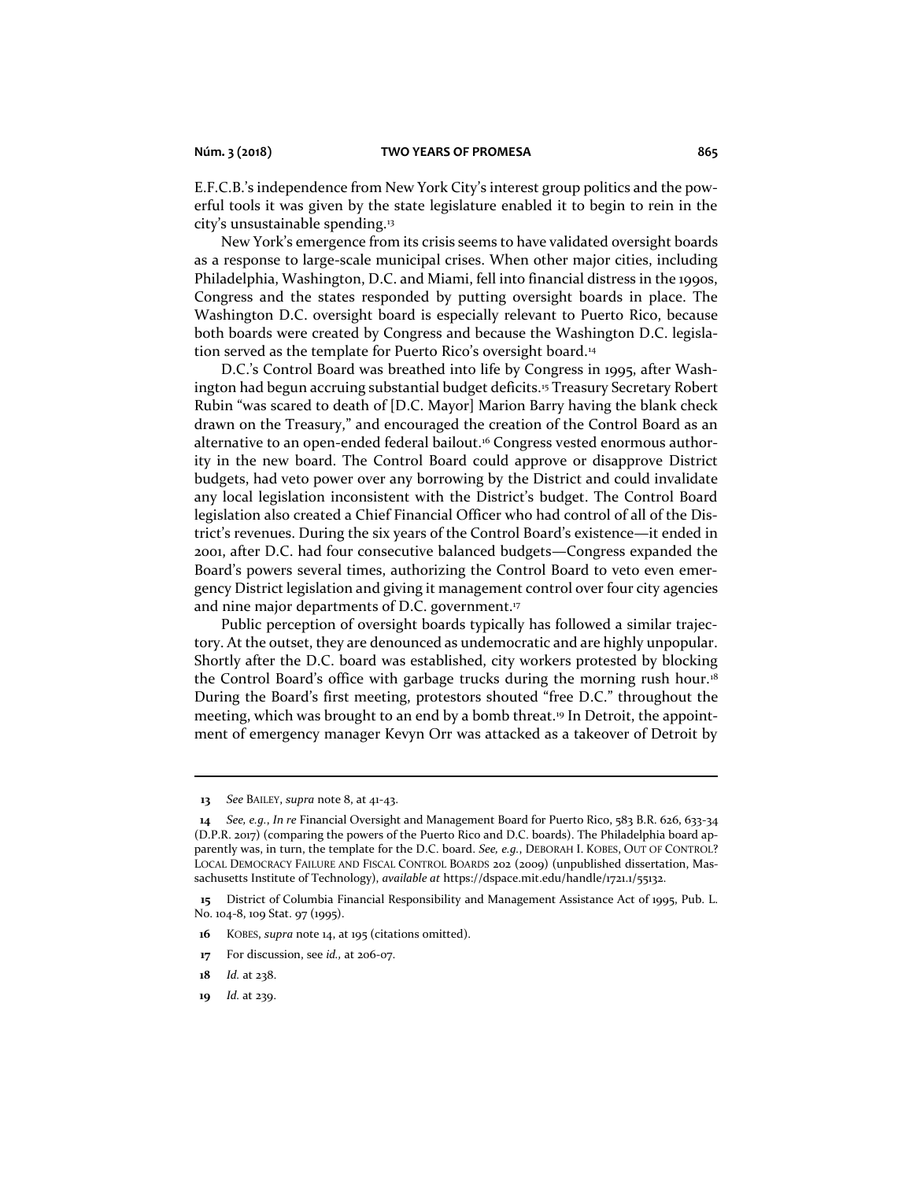E.F.C.B.'s independence from New York City's interest group politics and the powerful tools it was given by the state legislature enabled it to begin to rein in the city's unsustainable spending.[13]

New York's emergence from its crisis seems to have validated oversight boards as a response to large-scale municipal crises. When other major cities, including Philadelphia, Washington, D.C. and Miami, fell into financial distress in the 1990s, Congress and the states responded by putting oversight boards in place. The Washington D.C. oversight board is especially relevant to Puerto Rico, because both boards were created by Congress and because the Washington D.C. legislation served as the template for Puerto Rico's oversight board.[14]

D.C.'s Control Board was breathed into life by Congress in 1995, after Washington had begun accruing substantial budget deficits.[15] Treasury Secretary Robert Rubin "was scared to death of [D.C. Mayor] Marion Barry having the blank check drawn on the Treasury," and encouraged the creation of the Control Board as an alternative to an open-ended federal bailout.[16] Congress vested enormous authority in the new board. The Control Board could approve or disapprove District budgets, had veto power over any borrowing by the District and could invalidate any local legislation inconsistent with the District's budget. The Control Board legislation also created a Chief Financial Officer who had control of all of the District's revenues. During the six years of the Control Board's existence—it ended in 2001, after D.C. had four consecutive balanced budgets—Congress expanded the Board's powers several times, authorizing the Control Board to veto even emergency District legislation and giving it management control over four city agencies and nine major departments of D.C. government.[17]

Public perception of oversight boards typically has followed a similar trajectory. At the outset, they are denounced as undemocratic and are highly unpopular. Shortly after the D.C. board was established, city workers protested by blocking the Control Board's office with garbage trucks during the morning rush hour.[18] During the Board's first meeting, protestors shouted "free D.C." throughout the meeting, which was brought to an end by a bomb threat.[19] In Detroit, the appointment of emergency manager Kevyn Orr was attacked as a takeover of Detroit by

---

13 *See* BAILEY, *supra* note 8, at 41-43.

14 *See, e.g.*, *In re* Financial Oversight and Management Board for Puerto Rico, 583 B.R. 626, 633-34 (D.P.R. 2017) (comparing the powers of the Puerto Rico and D.C. boards). The Philadelphia board apparently was, in turn, the template for the D.C. board. *See, e.g.*, DEBORAH I. KOBES, OUT OF CONTROL? LOCAL DEMOCRACY FAILURE AND FISCAL CONTROL BOARDS 202 (2009) (unpublished dissertation, Massachusetts Institute of Technology), *available at* https://dspace.mit.edu/handle/1721.1/55132.

15 District of Columbia Financial Responsibility and Management Assistance Act of 1995, Pub. L. No. 104-8, 109 Stat. 97 (1995).

16 KOBES, *supra* note 14, at 195 (citations omitted).

17 For discussion, see *id.*, at 206-07.

18 *Id.* at 238.

19 *Id.* at 239.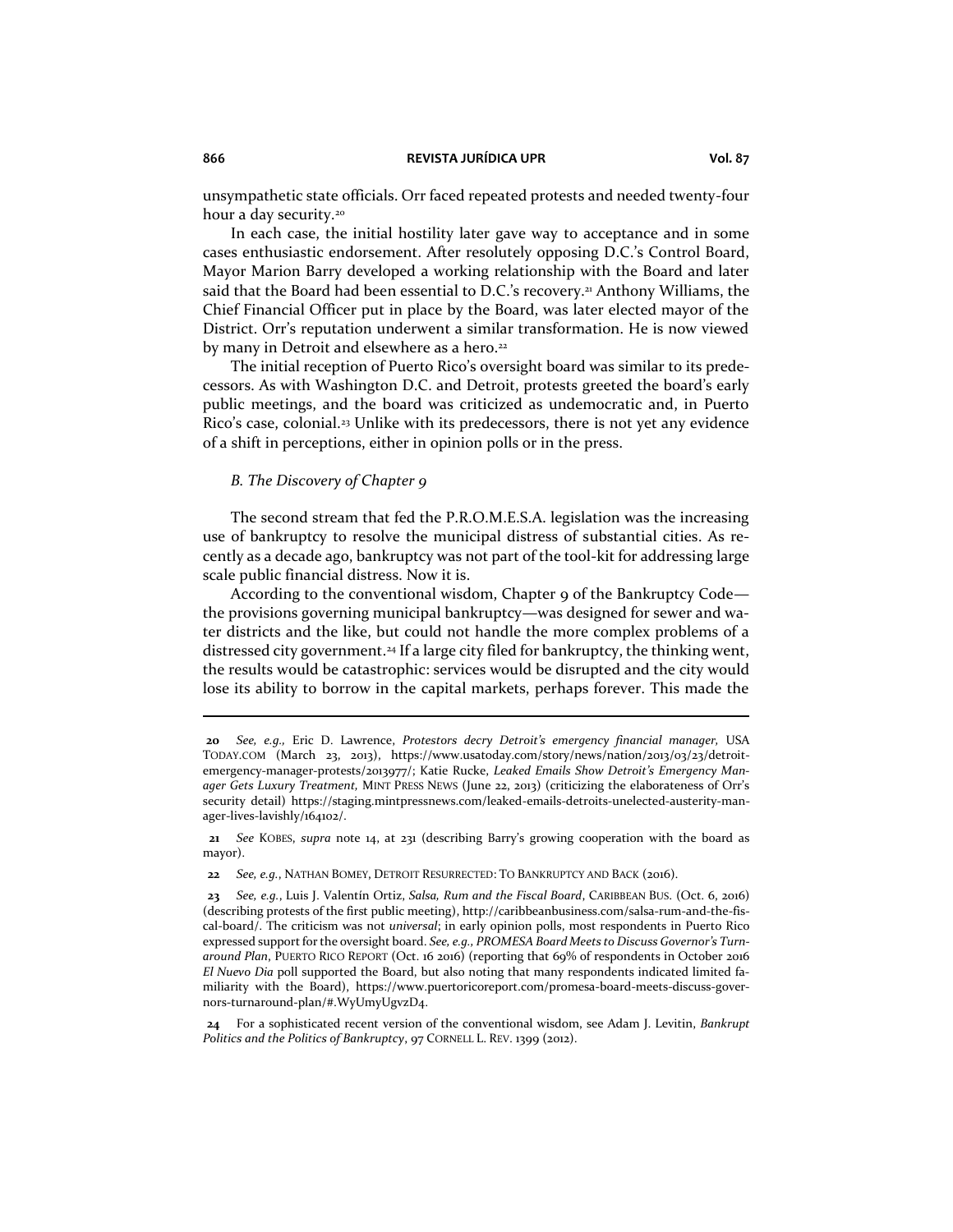unsympathetic state officials. Orr faced repeated protests and needed twenty-four hour a day security.[20]

In each case, the initial hostility later gave way to acceptance and in some cases enthusiastic endorsement. After resolutely opposing D.C.'s Control Board, Mayor Marion Barry developed a working relationship with the Board and later said that the Board had been essential to D.C.'s recovery.[21] Anthony Williams, the Chief Financial Officer put in place by the Board, was later elected mayor of the District. Orr's reputation underwent a similar transformation. He is now viewed by many in Detroit and elsewhere as a hero.[22]

The initial reception of Puerto Rico's oversight board was similar to its predecessors. As with Washington D.C. and Detroit, protests greeted the board's early public meetings, and the board was criticized as undemocratic and, in Puerto Rico's case, colonial.[23] Unlike with its predecessors, there is not yet any evidence of a shift in perceptions, either in opinion polls or in the press.

### *B. The Discovery of Chapter 9*

The second stream that fed the P.R.O.M.E.S.A. legislation was the increasing use of bankruptcy to resolve the municipal distress of substantial cities. As recently as a decade ago, bankruptcy was not part of the tool-kit for addressing large scale public financial distress. Now it is.

According to the conventional wisdom, Chapter 9 of the Bankruptcy Code—the provisions governing municipal bankruptcy—was designed for sewer and water districts and the like, but could not handle the more complex problems of a distressed city government.[24] If a large city filed for bankruptcy, the thinking went, the results would be catastrophic: services would be disrupted and the city would lose its ability to borrow in the capital markets, perhaps forever. This made the

---

**20** *See, e.g.*, Eric D. Lawrence, *Protestors decry Detroit's emergency financial manager*, USA TODAY.COM (March 23, 2013), https://www.usatoday.com/story/news/nation/2013/03/23/detroit-emergency-manager-protests/2013977/; Katie Rucke, *Leaked Emails Show Detroit's Emergency Manager Gets Luxury Treatment*, MINT PRESS NEWS (June 22, 2013) (criticizing the elaborateness of Orr's security detail) https://staging.mintpressnews.com/leaked-emails-detroits-unelected-austerity-manager-lives-lavishly/164102/.

**21** *See* KOBES, *supra* note 14, at 231 (describing Barry's growing cooperation with the board as mayor).

**22** *See, e.g.*, NATHAN BOMEY, DETROIT RESURRECTED: TO BANKRUPTCY AND BACK (2016).

**23** *See, e.g.*, Luis J. Valentín Ortiz, *Salsa, Rum and the Fiscal Board*, CARIBBEAN BUS. (Oct. 6, 2016) (describing protests of the first public meeting), http://caribbeanbusiness.com/salsa-rum-and-the-fiscal-board/. The criticism was not *universal*; in early opinion polls, most respondents in Puerto Rico expressed support for the oversight board. *See, e.g.*, *PROMESA Board Meets to Discuss Governor's Turnaround Plan*, PUERTO RICO REPORT (Oct. 16 2016) (reporting that 69% of respondents in October 2016 *El Nuevo Dia* poll supported the Board, but also noting that many respondents indicated limited familiarity with the Board), https://www.puertoricoreport.com/promesa-board-meets-discuss-governors-turnaround-plan/#.WyUmyUgvzD4.

**24** For a sophisticated recent version of the conventional wisdom, see Adam J. Levitin, *Bankrupt Politics and the Politics of Bankruptcy*, 97 CORNELL L. REV. 1399 (2012).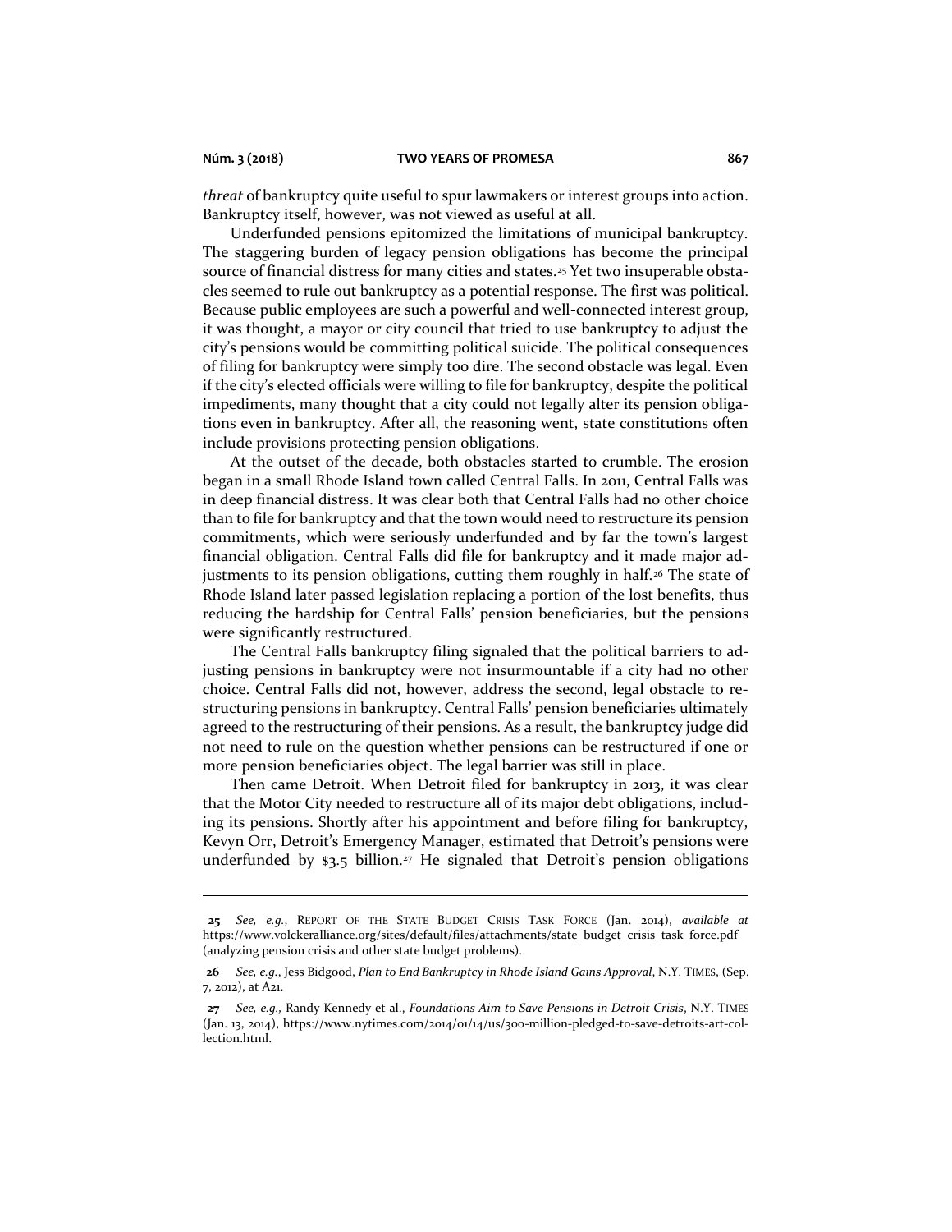*threat* of bankruptcy quite useful to spur lawmakers or interest groups into action. Bankruptcy itself, however, was not viewed as useful at all.

Underfunded pensions epitomized the limitations of municipal bankruptcy. The staggering burden of legacy pension obligations has become the principal source of financial distress for many cities and states.[25] Yet two insuperable obstacles seemed to rule out bankruptcy as a potential response. The first was political. Because public employees are such a powerful and well-connected interest group, it was thought, a mayor or city council that tried to use bankruptcy to adjust the city's pensions would be committing political suicide. The political consequences of filing for bankruptcy were simply too dire. The second obstacle was legal. Even if the city's elected officials were willing to file for bankruptcy, despite the political impediments, many thought that a city could not legally alter its pension obligations even in bankruptcy. After all, the reasoning went, state constitutions often include provisions protecting pension obligations.

At the outset of the decade, both obstacles started to crumble. The erosion began in a small Rhode Island town called Central Falls. In 2011, Central Falls was in deep financial distress. It was clear both that Central Falls had no other choice than to file for bankruptcy and that the town would need to restructure its pension commitments, which were seriously underfunded and by far the town's largest financial obligation. Central Falls did file for bankruptcy and it made major adjustments to its pension obligations, cutting them roughly in half.[26] The state of Rhode Island later passed legislation replacing a portion of the lost benefits, thus reducing the hardship for Central Falls' pension beneficiaries, but the pensions were significantly restructured.

The Central Falls bankruptcy filing signaled that the political barriers to adjusting pensions in bankruptcy were not insurmountable if a city had no other choice. Central Falls did not, however, address the second, legal obstacle to restructuring pensions in bankruptcy. Central Falls' pension beneficiaries ultimately agreed to the restructuring of their pensions. As a result, the bankruptcy judge did not need to rule on the question whether pensions can be restructured if one or more pension beneficiaries object. The legal barrier was still in place.

Then came Detroit. When Detroit filed for bankruptcy in 2013, it was clear that the Motor City needed to restructure all of its major debt obligations, including its pensions. Shortly after his appointment and before filing for bankruptcy, Kevyn Orr, Detroit's Emergency Manager, estimated that Detroit's pensions were underfunded by $3.5 billion.[27] He signaled that Detroit's pension obligations

---

**25** *See, e.g.*, REPORT OF THE STATE BUDGET CRISIS TASK FORCE (Jan. 2014), *available at* https://www.volckeralliance.org/sites/default/files/attachments/state_budget_crisis_task_force.pdf (analyzing pension crisis and other state budget problems).

**26** *See, e.g.*, Jess Bidgood, *Plan to End Bankruptcy in Rhode Island Gains Approval*, N.Y. TIMES, (Sep. 7, 2012), at A21.

**27** *See, e.g.*, Randy Kennedy et al., *Foundations Aim to Save Pensions in Detroit Crisis*, N.Y. TIMES (Jan. 13, 2014), https://www.nytimes.com/2014/01/14/us/300-million-pledged-to-save-detroits-art-collection.html.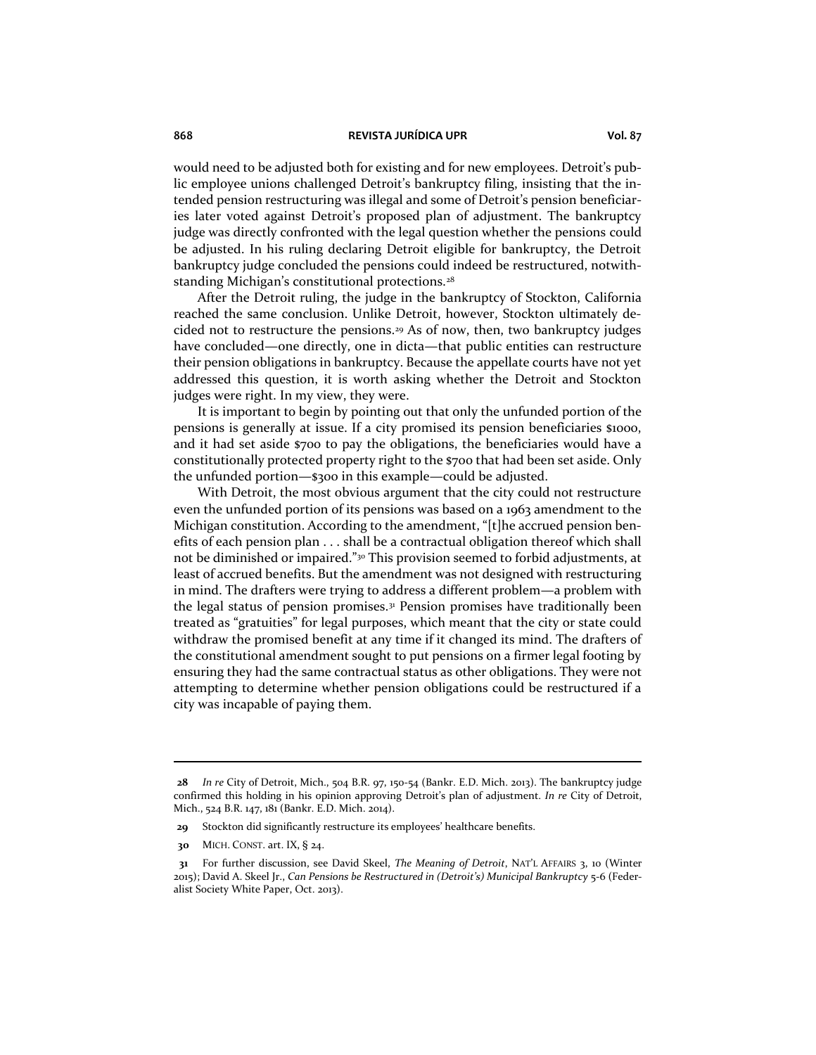would need to be adjusted both for existing and for new employees. Detroit's public employee unions challenged Detroit's bankruptcy filing, insisting that the intended pension restructuring was illegal and some of Detroit's pension beneficiaries later voted against Detroit's proposed plan of adjustment. The bankruptcy judge was directly confronted with the legal question whether the pensions could be adjusted. In his ruling declaring Detroit eligible for bankruptcy, the Detroit bankruptcy judge concluded the pensions could indeed be restructured, notwithstanding Michigan's constitutional protections.[28]

After the Detroit ruling, the judge in the bankruptcy of Stockton, California reached the same conclusion. Unlike Detroit, however, Stockton ultimately decided not to restructure the pensions.[29] As of now, then, two bankruptcy judges have concluded—one directly, one in dicta—that public entities can restructure their pension obligations in bankruptcy. Because the appellate courts have not yet addressed this question, it is worth asking whether the Detroit and Stockton judges were right. In my view, they were.

It is important to begin by pointing out that only the unfunded portion of the pensions is generally at issue. If a city promised its pension beneficiaries $1000, and it had set aside $700 to pay the obligations, the beneficiaries would have a constitutionally protected property right to the $700 that had been set aside. Only the unfunded portion—$300 in this example—could be adjusted.

With Detroit, the most obvious argument that the city could not restructure even the unfunded portion of its pensions was based on a 1963 amendment to the Michigan constitution. According to the amendment, "[t]he accrued pension benefits of each pension plan . . . shall be a contractual obligation thereof which shall not be diminished or impaired."[30] This provision seemed to forbid adjustments, at least of accrued benefits. But the amendment was not designed with restructuring in mind. The drafters were trying to address a different problem—a problem with the legal status of pension promises.[31] Pension promises have traditionally been treated as "gratuities" for legal purposes, which meant that the city or state could withdraw the promised benefit at any time if it changed its mind. The drafters of the constitutional amendment sought to put pensions on a firmer legal footing by ensuring they had the same contractual status as other obligations. They were not attempting to determine whether pension obligations could be restructured if a city was incapable of paying them.

---

28 *In re* City of Detroit, Mich., 504 B.R. 97, 150-54 (Bankr. E.D. Mich. 2013). The bankruptcy judge confirmed this holding in his opinion approving Detroit's plan of adjustment. *In re* City of Detroit, Mich., 524 B.R. 147, 181 (Bankr. E.D. Mich. 2014).

29 Stockton did significantly restructure its employees' healthcare benefits.

30 MICH. CONST. art. IX, § 24.

31 For further discussion, see David Skeel, *The Meaning of Detroit*, NAT'L AFFAIRS 3, 10 (Winter 2015); David A. Skeel Jr., *Can Pensions be Restructured in (Detroit's) Municipal Bankruptcy* 5-6 (Federalist Society White Paper, Oct. 2013).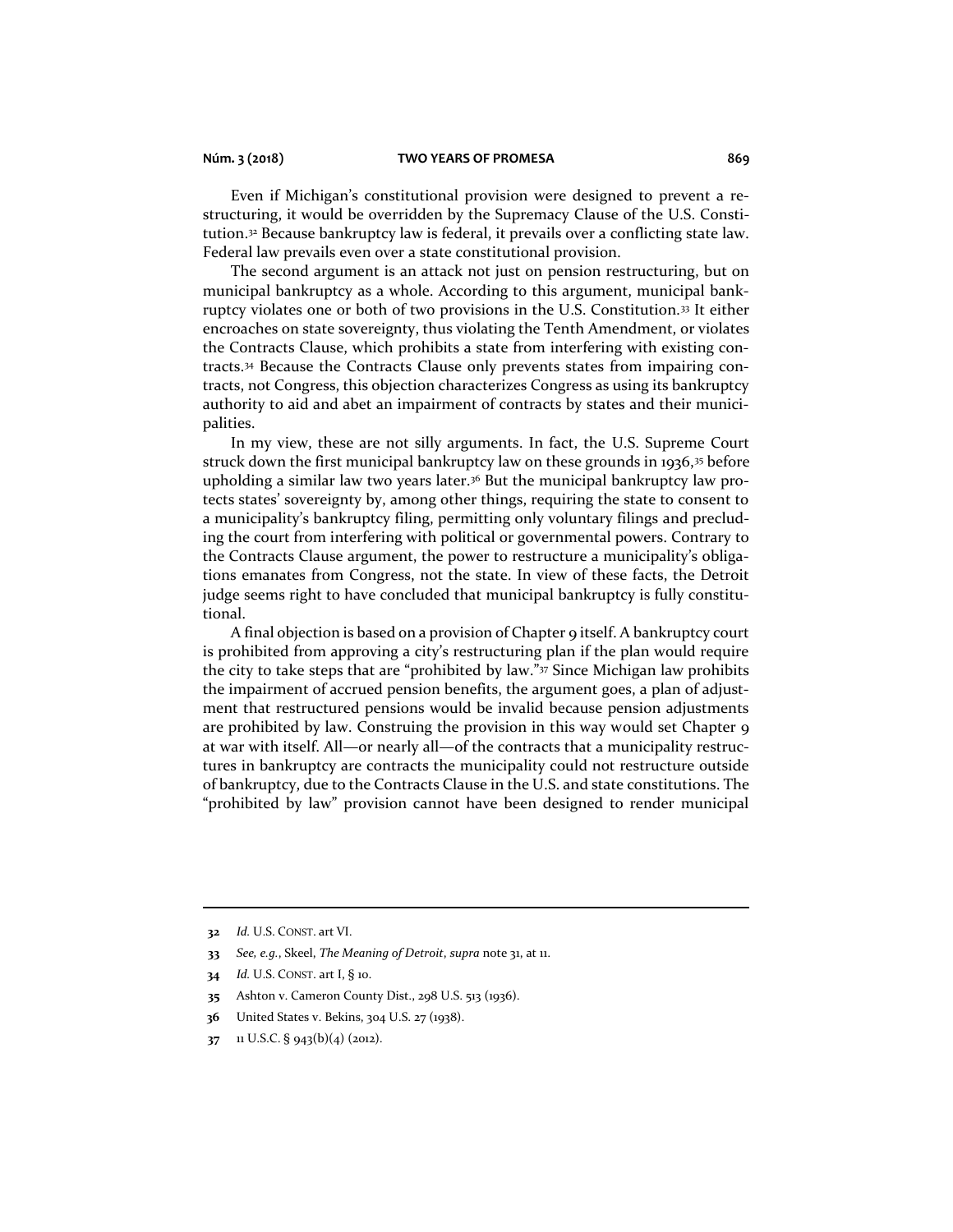Even if Michigan's constitutional provision were designed to prevent a restructuring, it would be overridden by the Supremacy Clause of the U.S. Constitution.[32] Because bankruptcy law is federal, it prevails over a conflicting state law. Federal law prevails even over a state constitutional provision.

The second argument is an attack not just on pension restructuring, but on municipal bankruptcy as a whole. According to this argument, municipal bankruptcy violates one or both of two provisions in the U.S. Constitution.[33] It either encroaches on state sovereignty, thus violating the Tenth Amendment, or violates the Contracts Clause, which prohibits a state from interfering with existing contracts.[34] Because the Contracts Clause only prevents states from impairing contracts, not Congress, this objection characterizes Congress as using its bankruptcy authority to aid and abet an impairment of contracts by states and their municipalities.

In my view, these are not silly arguments. In fact, the U.S. Supreme Court struck down the first municipal bankruptcy law on these grounds in 1936,[35] before upholding a similar law two years later.[36] But the municipal bankruptcy law protects states' sovereignty by, among other things, requiring the state to consent to a municipality's bankruptcy filing, permitting only voluntary filings and precluding the court from interfering with political or governmental powers. Contrary to the Contracts Clause argument, the power to restructure a municipality's obligations emanates from Congress, not the state. In view of these facts, the Detroit judge seems right to have concluded that municipal bankruptcy is fully constitutional.

A final objection is based on a provision of Chapter 9 itself. A bankruptcy court is prohibited from approving a city's restructuring plan if the plan would require the city to take steps that are "prohibited by law."[37] Since Michigan law prohibits the impairment of accrued pension benefits, the argument goes, a plan of adjustment that restructured pensions would be invalid because pension adjustments are prohibited by law. Construing the provision in this way would set Chapter 9 at war with itself. All—or nearly all—of the contracts that a municipality restructures in bankruptcy are contracts the municipality could not restructure outside of bankruptcy, due to the Contracts Clause in the U.S. and state constitutions. The "prohibited by law" provision cannot have been designed to render municipal

---

32 *Id.* U.S. CONST. art VI.

33 *See, e.g.*, Skeel, *The Meaning of Detroit*, *supra* note 31, at 11.

34 *Id.* U.S. CONST. art I, § 10.

35 Ashton v. Cameron County Dist., 298 U.S. 513 (1936).

36 United States v. Bekins, 304 U.S. 27 (1938).

37 11 U.S.C. § 943(b)(4) (2012).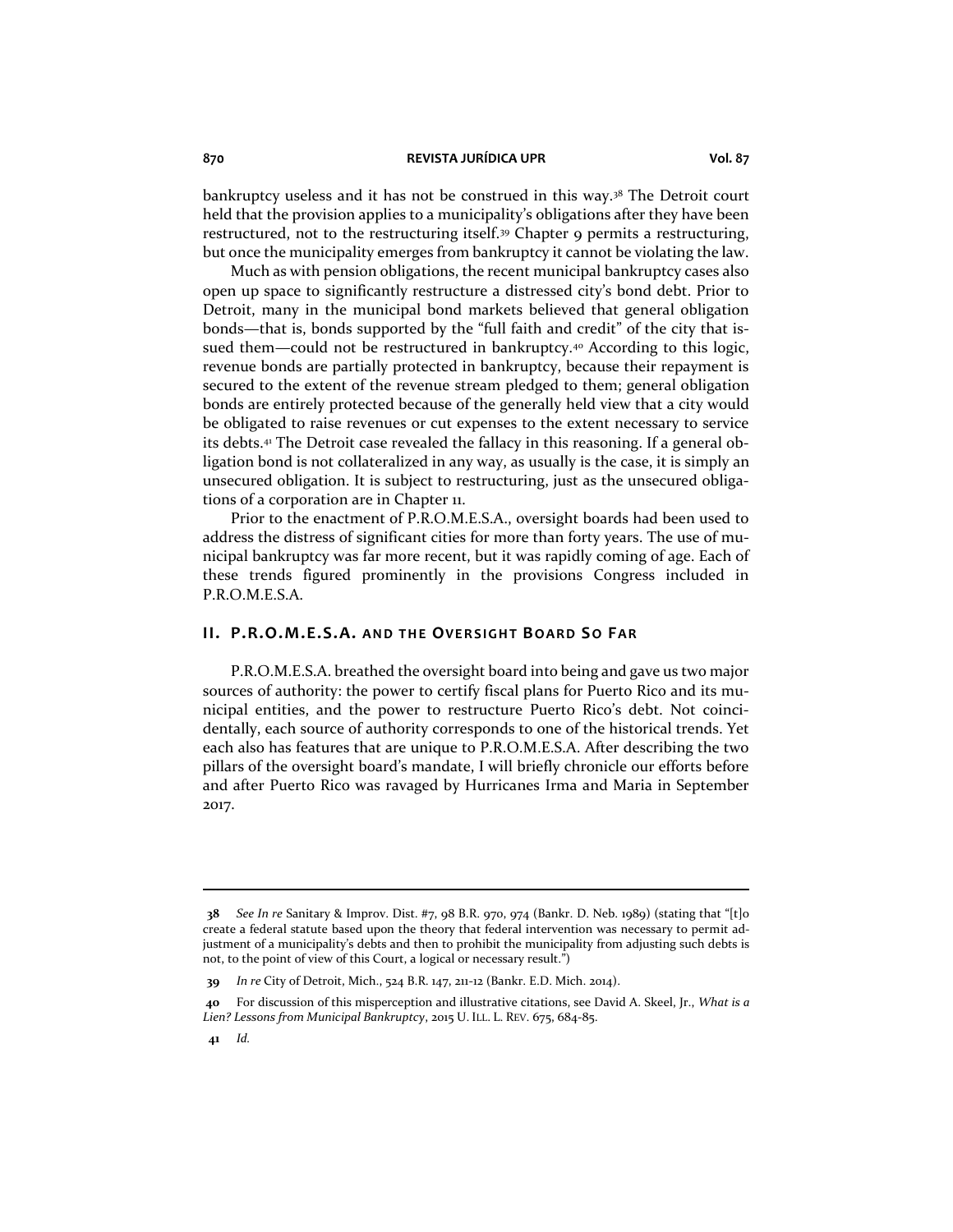bankruptcy useless and it has not be construed in this way.[38] The Detroit court held that the provision applies to a municipality's obligations after they have been restructured, not to the restructuring itself.[39] Chapter 9 permits a restructuring, but once the municipality emerges from bankruptcy it cannot be violating the law.

Much as with pension obligations, the recent municipal bankruptcy cases also open up space to significantly restructure a distressed city's bond debt. Prior to Detroit, many in the municipal bond markets believed that general obligation bonds—that is, bonds supported by the "full faith and credit" of the city that issued them—could not be restructured in bankruptcy.[40] According to this logic, revenue bonds are partially protected in bankruptcy, because their repayment is secured to the extent of the revenue stream pledged to them; general obligation bonds are entirely protected because of the generally held view that a city would be obligated to raise revenues or cut expenses to the extent necessary to service its debts.[41] The Detroit case revealed the fallacy in this reasoning. If a general obligation bond is not collateralized in any way, as usually is the case, it is simply an unsecured obligation. It is subject to restructuring, just as the unsecured obligations of a corporation are in Chapter 11.

Prior to the enactment of P.R.O.M.E.S.A., oversight boards had been used to address the distress of significant cities for more than forty years. The use of municipal bankruptcy was far more recent, but it was rapidly coming of age. Each of these trends figured prominently in the provisions Congress included in P.R.O.M.E.S.A.

## II. P.R.O.M.E.S.A. and the Oversight Board So Far

P.R.O.M.E.S.A. breathed the oversight board into being and gave us two major sources of authority: the power to certify fiscal plans for Puerto Rico and its municipal entities, and the power to restructure Puerto Rico's debt. Not coincidentally, each source of authority corresponds to one of the historical trends. Yet each also has features that are unique to P.R.O.M.E.S.A. After describing the two pillars of the oversight board's mandate, I will briefly chronicle our efforts before and after Puerto Rico was ravaged by Hurricanes Irma and Maria in September 2017.

---

38 *See In re* Sanitary & Improv. Dist. #7, 98 B.R. 970, 974 (Bankr. D. Neb. 1989) (stating that "[t]o create a federal statute based upon the theory that federal intervention was necessary to permit adjustment of a municipality's debts and then to prohibit the municipality from adjusting such debts is not, to the point of view of this Court, a logical or necessary result.")

39 *In re* City of Detroit, Mich., 524 B.R. 147, 211-12 (Bankr. E.D. Mich. 2014).

40 For discussion of this misperception and illustrative citations, see David A. Skeel, Jr., *What is a Lien? Lessons from Municipal Bankruptcy*, 2015 U. ILL. L. REV. 675, 684-85.

41 *Id.*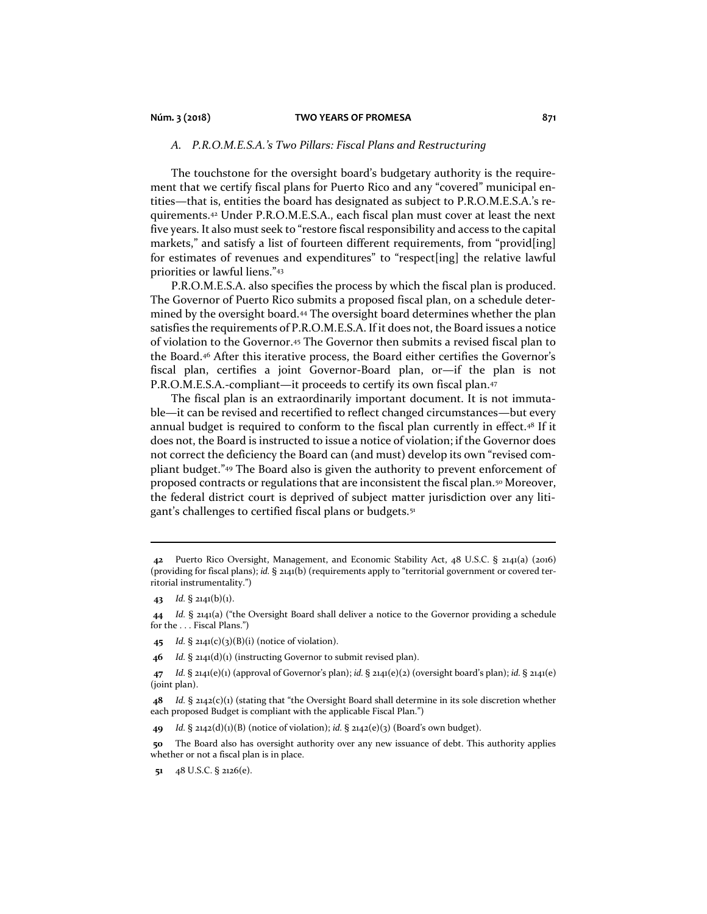### *A. P.R.O.M.E.S.A.'s Two Pillars: Fiscal Plans and Restructuring*

The touchstone for the oversight board's budgetary authority is the requirement that we certify fiscal plans for Puerto Rico and any "covered" municipal entities—that is, entities the board has designated as subject to P.R.O.M.E.S.A.'s requirements.[42] Under P.R.O.M.E.S.A., each fiscal plan must cover at least the next five years. It also must seek to "restore fiscal responsibility and access to the capital markets," and satisfy a list of fourteen different requirements, from "provid[ing] for estimates of revenues and expenditures" to "respect[ing] the relative lawful priorities or lawful liens."[43]

P.R.O.M.E.S.A. also specifies the process by which the fiscal plan is produced. The Governor of Puerto Rico submits a proposed fiscal plan, on a schedule determined by the oversight board.[44] The oversight board determines whether the plan satisfies the requirements of P.R.O.M.E.S.A. If it does not, the Board issues a notice of violation to the Governor.[45] The Governor then submits a revised fiscal plan to the Board.[46] After this iterative process, the Board either certifies the Governor's fiscal plan, certifies a joint Governor-Board plan, or—if the plan is not P.R.O.M.E.S.A.-compliant—it proceeds to certify its own fiscal plan.[47]

The fiscal plan is an extraordinarily important document. It is not immutable—it can be revised and recertified to reflect changed circumstances—but every annual budget is required to conform to the fiscal plan currently in effect.[48] If it does not, the Board is instructed to issue a notice of violation; if the Governor does not correct the deficiency the Board can (and must) develop its own "revised compliant budget."[49] The Board also is given the authority to prevent enforcement of proposed contracts or regulations that are inconsistent the fiscal plan.[50] Moreover, the federal district court is deprived of subject matter jurisdiction over any litigant's challenges to certified fiscal plans or budgets.[51]

---

**42** Puerto Rico Oversight, Management, and Economic Stability Act, 48 U.S.C. § 2141(a) (2016) (providing for fiscal plans); *id.* § 2141(b) (requirements apply to "territorial government or covered territorial instrumentality.")

**43** *Id.* § 2141(b)(1).

**44** *Id.* § 2141(a) ("the Oversight Board shall deliver a notice to the Governor providing a schedule for the . . . Fiscal Plans.")

**45** *Id.* § 2141(c)(3)(B)(i) (notice of violation).

**46** *Id.* § 2141(d)(1) (instructing Governor to submit revised plan).

**47** *Id.* § 2141(e)(1) (approval of Governor's plan); *id.* § 2141(e)(2) (oversight board's plan); *id.* § 2141(e) (joint plan).

**48** *Id.* § 2142(c)(1) (stating that "the Oversight Board shall determine in its sole discretion whether each proposed Budget is compliant with the applicable Fiscal Plan.")

**49** *Id.* § 2142(d)(1)(B) (notice of violation); *id.* § 2142(e)(3) (Board's own budget).

**50** The Board also has oversight authority over any new issuance of debt. This authority applies whether or not a fiscal plan is in place.

**51** 48 U.S.C. § 2126(e).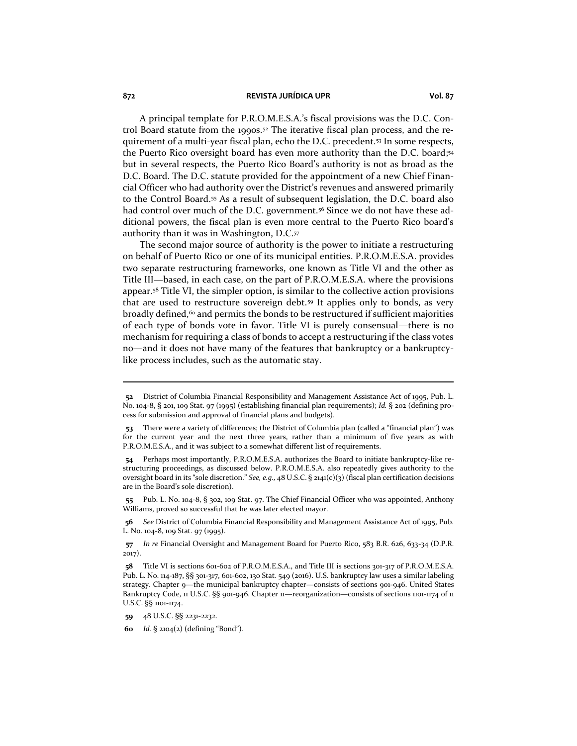A principal template for P.R.O.M.E.S.A.'s fiscal provisions was the D.C. Control Board statute from the 1990s.[52] The iterative fiscal plan process, and the requirement of a multi-year fiscal plan, echo the D.C. precedent.[53] In some respects, the Puerto Rico oversight board has even more authority than the D.C. board;[54] but in several respects, the Puerto Rico Board's authority is not as broad as the D.C. Board. The D.C. statute provided for the appointment of a new Chief Financial Officer who had authority over the District's revenues and answered primarily to the Control Board.[55] As a result of subsequent legislation, the D.C. board also had control over much of the D.C. government.[56] Since we do not have these additional powers, the fiscal plan is even more central to the Puerto Rico board's authority than it was in Washington, D.C.[57]

The second major source of authority is the power to initiate a restructuring on behalf of Puerto Rico or one of its municipal entities. P.R.O.M.E.S.A. provides two separate restructuring frameworks, one known as Title VI and the other as Title III—based, in each case, on the part of P.R.O.M.E.S.A. where the provisions appear.[58] Title VI, the simpler option, is similar to the collective action provisions that are used to restructure sovereign debt.[59] It applies only to bonds, as very broadly defined,[60] and permits the bonds to be restructured if sufficient majorities of each type of bonds vote in favor. Title VI is purely consensual—there is no mechanism for requiring a class of bonds to accept a restructuring if the class votes no—and it does not have many of the features that bankruptcy or a bankruptcy-like process includes, such as the automatic stay.

---

**52** District of Columbia Financial Responsibility and Management Assistance Act of 1995, Pub. L. No. 104-8, § 201, 109 Stat. 97 (1995) (establishing financial plan requirements); *Id.* § 202 (defining process for submission and approval of financial plans and budgets).

**53** There were a variety of differences; the District of Columbia plan (called a "financial plan") was for the current year and the next three years, rather than a minimum of five years as with P.R.O.M.E.S.A., and it was subject to a somewhat different list of requirements.

**54** Perhaps most importantly, P.R.O.M.E.S.A. authorizes the Board to initiate bankruptcy-like restructuring proceedings, as discussed below. P.R.O.M.E.S.A. also repeatedly gives authority to the oversight board in its "sole discretion." *See, e.g.*, 48 U.S.C. § 2141(c)(3) (fiscal plan certification decisions are in the Board's sole discretion).

**55** Pub. L. No. 104-8, § 302, 109 Stat. 97. The Chief Financial Officer who was appointed, Anthony Williams, proved so successful that he was later elected mayor.

**56** *See* District of Columbia Financial Responsibility and Management Assistance Act of 1995, Pub. L. No. 104-8, 109 Stat. 97 (1995).

**57** *In re* Financial Oversight and Management Board for Puerto Rico, 583 B.R. 626, 633-34 (D.P.R. 2017).

**58** Title VI is sections 601-602 of P.R.O.M.E.S.A., and Title III is sections 301-317 of P.R.O.M.E.S.A. Pub. L. No. 114-187, §§ 301-317, 601-602, 130 Stat. 549 (2016). U.S. bankruptcy law uses a similar labeling strategy. Chapter 9—the municipal bankruptcy chapter—consists of sections 901-946. United States Bankruptcy Code, 11 U.S.C. §§ 901-946. Chapter 11—reorganization—consists of sections 1101-1174 of 11 U.S.C. §§ 1101-1174.

**59** 48 U.S.C. §§ 2231-2232.

**60** *Id.* § 2104(2) (defining "Bond").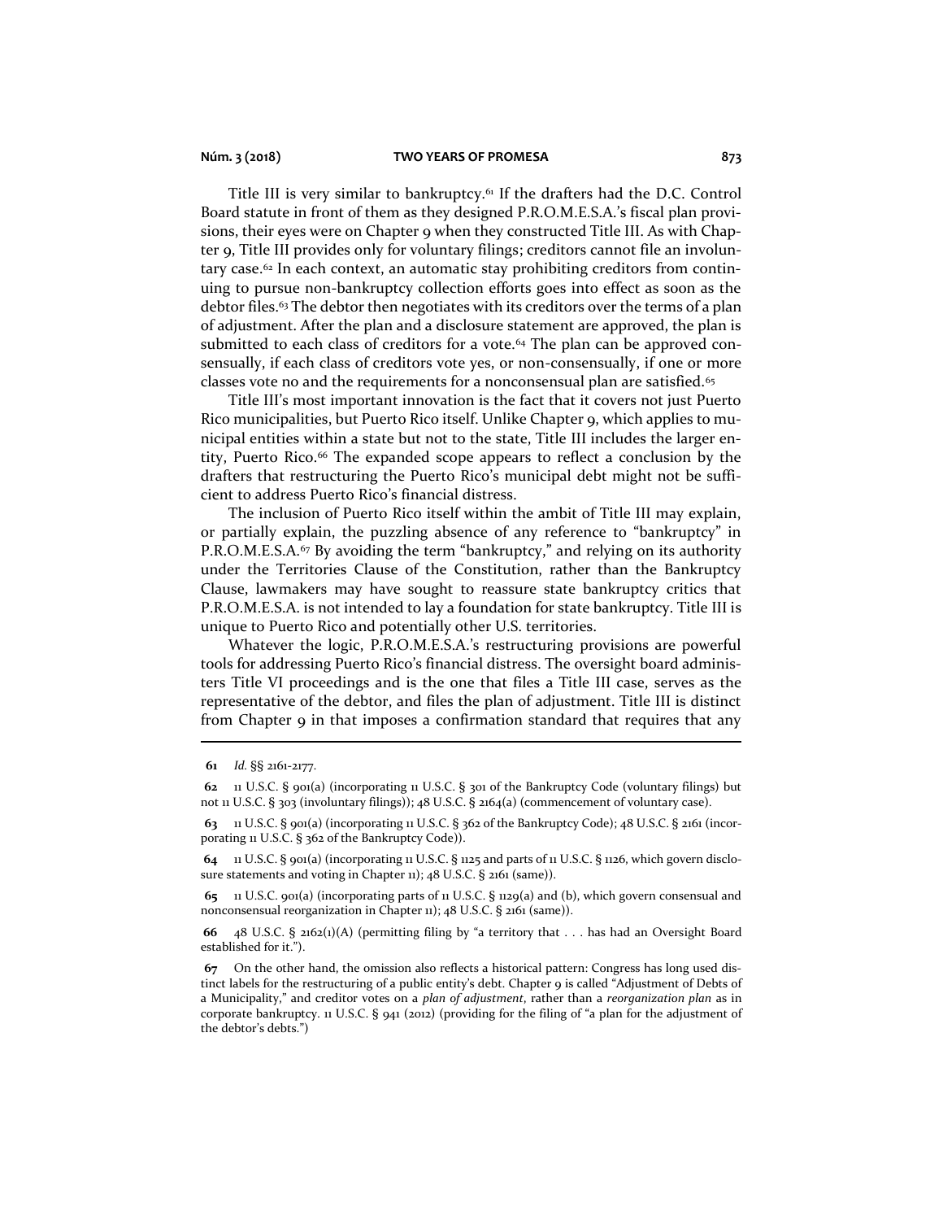Title III is very similar to bankruptcy.[61] If the drafters had the D.C. Control Board statute in front of them as they designed P.R.O.M.E.S.A.'s fiscal plan provisions, their eyes were on Chapter 9 when they constructed Title III. As with Chapter 9, Title III provides only for voluntary filings; creditors cannot file an involuntary case.[62] In each context, an automatic stay prohibiting creditors from continuing to pursue non-bankruptcy collection efforts goes into effect as soon as the debtor files.[63] The debtor then negotiates with its creditors over the terms of a plan of adjustment. After the plan and a disclosure statement are approved, the plan is submitted to each class of creditors for a vote.[64] The plan can be approved consensually, if each class of creditors vote yes, or non-consensually, if one or more classes vote no and the requirements for a nonconsensual plan are satisfied.[65]

Title III's most important innovation is the fact that it covers not just Puerto Rico municipalities, but Puerto Rico itself. Unlike Chapter 9, which applies to municipal entities within a state but not to the state, Title III includes the larger entity, Puerto Rico.[66] The expanded scope appears to reflect a conclusion by the drafters that restructuring the Puerto Rico's municipal debt might not be sufficient to address Puerto Rico's financial distress.

The inclusion of Puerto Rico itself within the ambit of Title III may explain, or partially explain, the puzzling absence of any reference to "bankruptcy" in P.R.O.M.E.S.A.[67] By avoiding the term "bankruptcy," and relying on its authority under the Territories Clause of the Constitution, rather than the Bankruptcy Clause, lawmakers may have sought to reassure state bankruptcy critics that P.R.O.M.E.S.A. is not intended to lay a foundation for state bankruptcy. Title III is unique to Puerto Rico and potentially other U.S. territories.

Whatever the logic, P.R.O.M.E.S.A.'s restructuring provisions are powerful tools for addressing Puerto Rico's financial distress. The oversight board administers Title VI proceedings and is the one that files a Title III case, serves as the representative of the debtor, and files the plan of adjustment. Title III is distinct from Chapter 9 in that imposes a confirmation standard that requires that any

---

61 *Id.* §§ 2161-2177.

62 11 U.S.C. § 901(a) (incorporating 11 U.S.C. § 301 of the Bankruptcy Code (voluntary filings) but not 11 U.S.C. § 303 (involuntary filings)); 48 U.S.C. § 2164(a) (commencement of voluntary case).

63 11 U.S.C. § 901(a) (incorporating 11 U.S.C. § 362 of the Bankruptcy Code); 48 U.S.C. § 2161 (incorporating 11 U.S.C. § 362 of the Bankruptcy Code)).

64 11 U.S.C. § 901(a) (incorporating 11 U.S.C. § 1125 and parts of 11 U.S.C. § 1126, which govern disclosure statements and voting in Chapter 11); 48 U.S.C. § 2161 (same)).

65 11 U.S.C. 901(a) (incorporating parts of 11 U.S.C. § 1129(a) and (b), which govern consensual and nonconsensual reorganization in Chapter 11); 48 U.S.C. § 2161 (same)).

66 48 U.S.C. § 2162(1)(A) (permitting filing by "a territory that . . . has had an Oversight Board established for it.").

67 On the other hand, the omission also reflects a historical pattern: Congress has long used distinct labels for the restructuring of a public entity's debt. Chapter 9 is called "Adjustment of Debts of a Municipality," and creditor votes on a *plan of adjustment*, rather than a *reorganization plan* as in corporate bankruptcy. 11 U.S.C. § 941 (2012) (providing for the filing of "a plan for the adjustment of the debtor's debts.")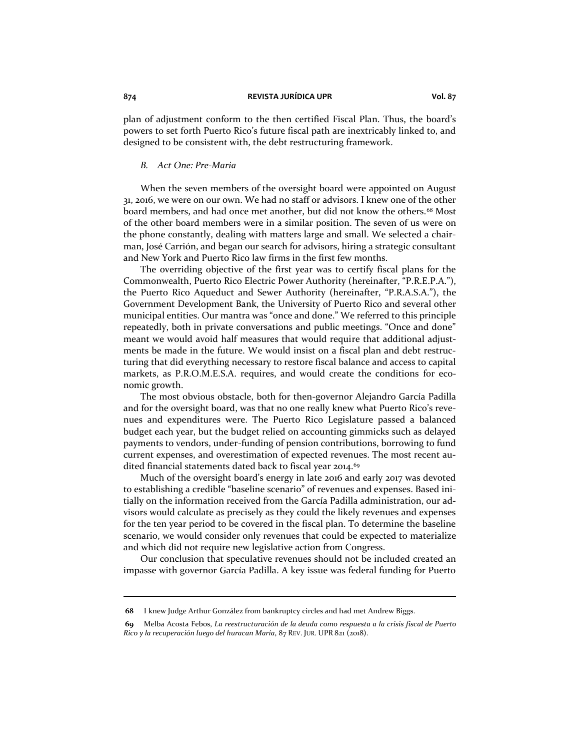plan of adjustment conform to the then certified Fiscal Plan. Thus, the board's powers to set forth Puerto Rico's future fiscal path are inextricably linked to, and designed to be consistent with, the debt restructuring framework.

### *B. Act One: Pre-Maria*

When the seven members of the oversight board were appointed on August 31, 2016, we were on our own. We had no staff or advisors. I knew one of the other board members, and had once met another, but did not know the others.[68] Most of the other board members were in a similar position. The seven of us were on the phone constantly, dealing with matters large and small. We selected a chairman, José Carrión, and began our search for advisors, hiring a strategic consultant and New York and Puerto Rico law firms in the first few months.

The overriding objective of the first year was to certify fiscal plans for the Commonwealth, Puerto Rico Electric Power Authority (hereinafter, "P.R.E.P.A."), the Puerto Rico Aqueduct and Sewer Authority (hereinafter, "P.R.A.S.A."), the Government Development Bank, the University of Puerto Rico and several other municipal entities. Our mantra was "once and done." We referred to this principle repeatedly, both in private conversations and public meetings. "Once and done" meant we would avoid half measures that would require that additional adjustments be made in the future. We would insist on a fiscal plan and debt restructuring that did everything necessary to restore fiscal balance and access to capital markets, as P.R.O.M.E.S.A. requires, and would create the conditions for economic growth.

The most obvious obstacle, both for then-governor Alejandro García Padilla and for the oversight board, was that no one really knew what Puerto Rico's revenues and expenditures were. The Puerto Rico Legislature passed a balanced budget each year, but the budget relied on accounting gimmicks such as delayed payments to vendors, under-funding of pension contributions, borrowing to fund current expenses, and overestimation of expected revenues. The most recent audited financial statements dated back to fiscal year 2014.[69]

Much of the oversight board's energy in late 2016 and early 2017 was devoted to establishing a credible "baseline scenario" of revenues and expenses. Based initially on the information received from the García Padilla administration, our advisors would calculate as precisely as they could the likely revenues and expenses for the ten year period to be covered in the fiscal plan. To determine the baseline scenario, we would consider only revenues that could be expected to materialize and which did not require new legislative action from Congress.

Our conclusion that speculative revenues should not be included created an impasse with governor García Padilla. A key issue was federal funding for Puerto

---

[68] I knew Judge Arthur González from bankruptcy circles and had met Andrew Biggs.

[69] Melba Acosta Febos, *La reestructuración de la deuda como respuesta a la crisis fiscal de Puerto Rico y la recuperación luego del huracan María*, 87 REV. JUR. UPR 821 (2018).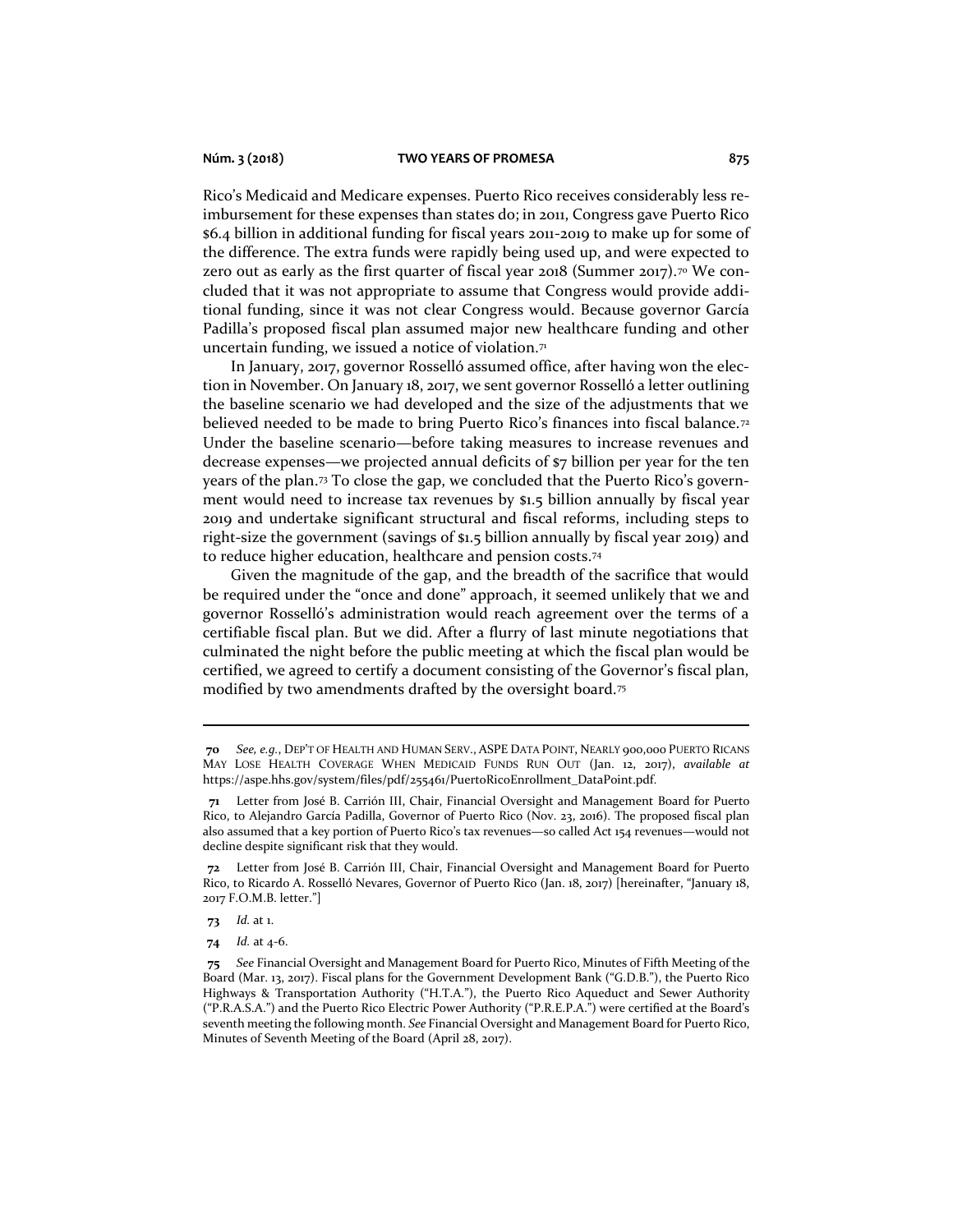Rico's Medicaid and Medicare expenses. Puerto Rico receives considerably less reimbursement for these expenses than states do; in 2011, Congress gave Puerto Rico $6.4 billion in additional funding for fiscal years 2011-2019 to make up for some of the difference. The extra funds were rapidly being used up, and were expected to zero out as early as the first quarter of fiscal year 2018 (Summer 2017).[70] We concluded that it was not appropriate to assume that Congress would provide additional funding, since it was not clear Congress would. Because governor García Padilla's proposed fiscal plan assumed major new healthcare funding and other uncertain funding, we issued a notice of violation.[71]

In January, 2017, governor Rosselló assumed office, after having won the election in November. On January 18, 2017, we sent governor Rosselló a letter outlining the baseline scenario we had developed and the size of the adjustments that we believed needed to be made to bring Puerto Rico's finances into fiscal balance.[72] Under the baseline scenario—before taking measures to increase revenues and decrease expenses—we projected annual deficits of $7 billion per year for the ten years of the plan.[73] To close the gap, we concluded that the Puerto Rico's government would need to increase tax revenues by $1.5 billion annually by fiscal year 2019 and undertake significant structural and fiscal reforms, including steps to right-size the government (savings of $1.5 billion annually by fiscal year 2019) and to reduce higher education, healthcare and pension costs.[74]

Given the magnitude of the gap, and the breadth of the sacrifice that would be required under the "once and done" approach, it seemed unlikely that we and governor Rosselló's administration would reach agreement over the terms of a certifiable fiscal plan. But we did. After a flurry of last minute negotiations that culminated the night before the public meeting at which the fiscal plan would be certified, we agreed to certify a document consisting of the Governor's fiscal plan, modified by two amendments drafted by the oversight board.[75]

---

**70** *See, e.g.*, DEP'T OF HEALTH AND HUMAN SERV., ASPE DATA POINT, NEARLY 900,000 PUERTO RICANS MAY LOSE HEALTH COVERAGE WHEN MEDICAID FUNDS RUN OUT (Jan. 12, 2017), *available at* https://aspe.hhs.gov/system/files/pdf/255461/PuertoRicoEnrollment_DataPoint.pdf.

**71** Letter from José B. Carrión III, Chair, Financial Oversight and Management Board for Puerto Rico, to Alejandro García Padilla, Governor of Puerto Rico (Nov. 23, 2016). The proposed fiscal plan also assumed that a key portion of Puerto Rico's tax revenues—so called Act 154 revenues—would not decline despite significant risk that they would.

**72** Letter from José B. Carrión III, Chair, Financial Oversight and Management Board for Puerto Rico, to Ricardo A. Rosselló Nevares, Governor of Puerto Rico (Jan. 18, 2017) [hereinafter, "January 18, 2017 F.O.M.B. letter."]

**73** *Id.* at 1.

**74** *Id.* at 4-6.

**75** *See* Financial Oversight and Management Board for Puerto Rico, Minutes of Fifth Meeting of the Board (Mar. 13, 2017). Fiscal plans for the Government Development Bank ("G.D.B."), the Puerto Rico Highways & Transportation Authority ("H.T.A."), the Puerto Rico Aqueduct and Sewer Authority ("P.R.A.S.A.") and the Puerto Rico Electric Power Authority ("P.R.E.P.A.") were certified at the Board's seventh meeting the following month. *See* Financial Oversight and Management Board for Puerto Rico, Minutes of Seventh Meeting of the Board (April 28, 2017).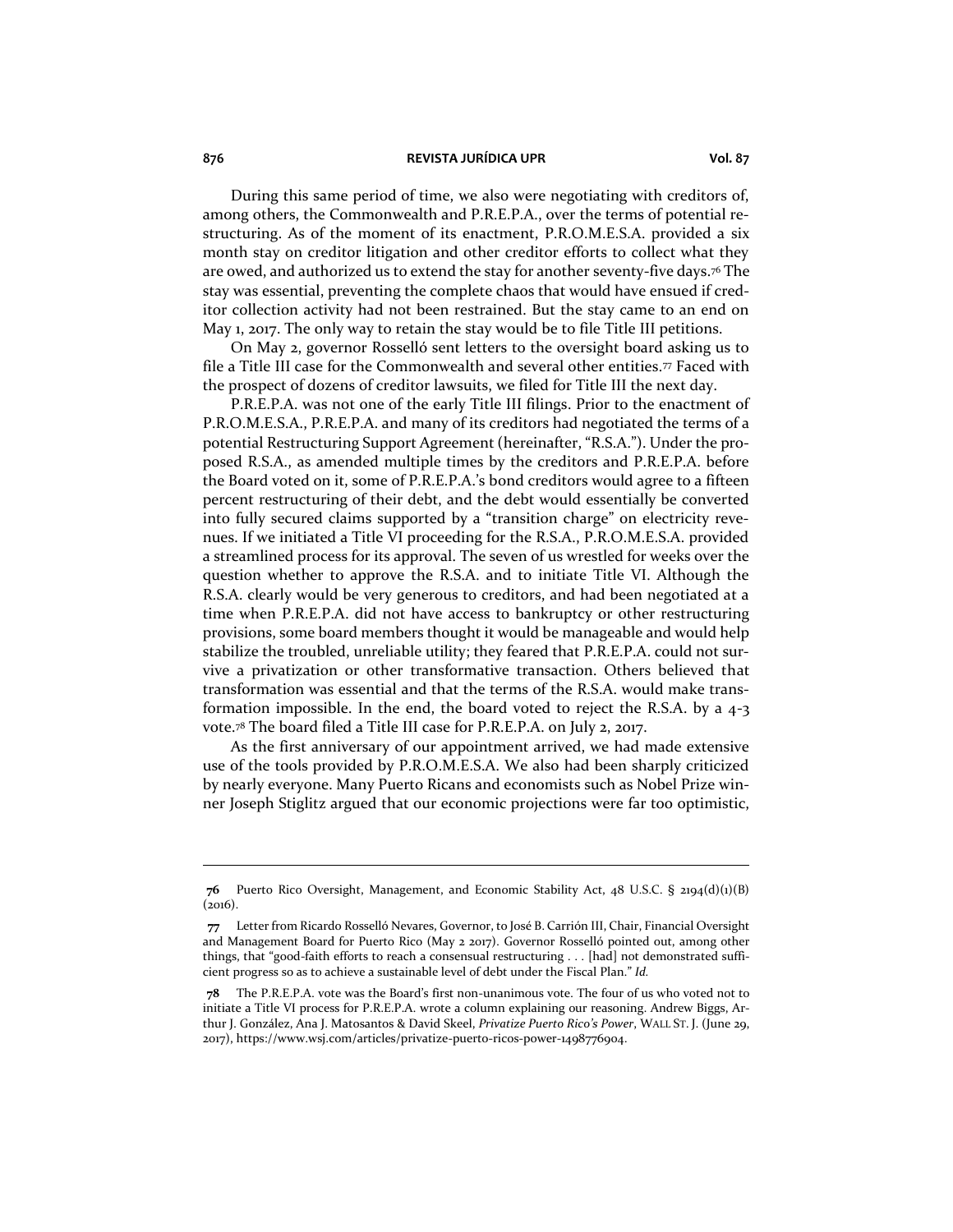During this same period of time, we also were negotiating with creditors of, among others, the Commonwealth and P.R.E.P.A., over the terms of potential restructuring. As of the moment of its enactment, P.R.O.M.E.S.A. provided a six month stay on creditor litigation and other creditor efforts to collect what they are owed, and authorized us to extend the stay for another seventy-five days.[76] The stay was essential, preventing the complete chaos that would have ensued if creditor collection activity had not been restrained. But the stay came to an end on May 1, 2017. The only way to retain the stay would be to file Title III petitions.

On May 2, governor Rosselló sent letters to the oversight board asking us to file a Title III case for the Commonwealth and several other entities.[77] Faced with the prospect of dozens of creditor lawsuits, we filed for Title III the next day.

P.R.E.P.A. was not one of the early Title III filings. Prior to the enactment of P.R.O.M.E.S.A., P.R.E.P.A. and many of its creditors had negotiated the terms of a potential Restructuring Support Agreement (hereinafter, "R.S.A."). Under the proposed R.S.A., as amended multiple times by the creditors and P.R.E.P.A. before the Board voted on it, some of P.R.E.P.A.'s bond creditors would agree to a fifteen percent restructuring of their debt, and the debt would essentially be converted into fully secured claims supported by a "transition charge" on electricity revenues. If we initiated a Title VI proceeding for the R.S.A., P.R.O.M.E.S.A. provided a streamlined process for its approval. The seven of us wrestled for weeks over the question whether to approve the R.S.A. and to initiate Title VI. Although the R.S.A. clearly would be very generous to creditors, and had been negotiated at a time when P.R.E.P.A. did not have access to bankruptcy or other restructuring provisions, some board members thought it would be manageable and would help stabilize the troubled, unreliable utility; they feared that P.R.E.P.A. could not survive a privatization or other transformative transaction. Others believed that transformation was essential and that the terms of the R.S.A. would make transformation impossible. In the end, the board voted to reject the R.S.A. by a 4-3 vote.[78] The board filed a Title III case for P.R.E.P.A. on July 2, 2017.

As the first anniversary of our appointment arrived, we had made extensive use of the tools provided by P.R.O.M.E.S.A. We also had been sharply criticized by nearly everyone. Many Puerto Ricans and economists such as Nobel Prize winner Joseph Stiglitz argued that our economic projections were far too optimistic,

---

76 Puerto Rico Oversight, Management, and Economic Stability Act, 48 U.S.C. § 2194(d)(1)(B) (2016).

77 Letter from Ricardo Rosselló Nevares, Governor, to José B. Carrión III, Chair, Financial Oversight and Management Board for Puerto Rico (May 2 2017). Governor Rosselló pointed out, among other things, that "good-faith efforts to reach a consensual restructuring . . . [had] not demonstrated sufficient progress so as to achieve a sustainable level of debt under the Fiscal Plan." *Id.*

78 The P.R.E.P.A. vote was the Board's first non-unanimous vote. The four of us who voted not to initiate a Title VI process for P.R.E.P.A. wrote a column explaining our reasoning. Andrew Biggs, Arthur J. González, Ana J. Matosantos & David Skeel, *Privatize Puerto Rico's Power*, WALL ST. J. (June 29, 2017), https://www.wsj.com/articles/privatize-puerto-ricos-power-1498776904.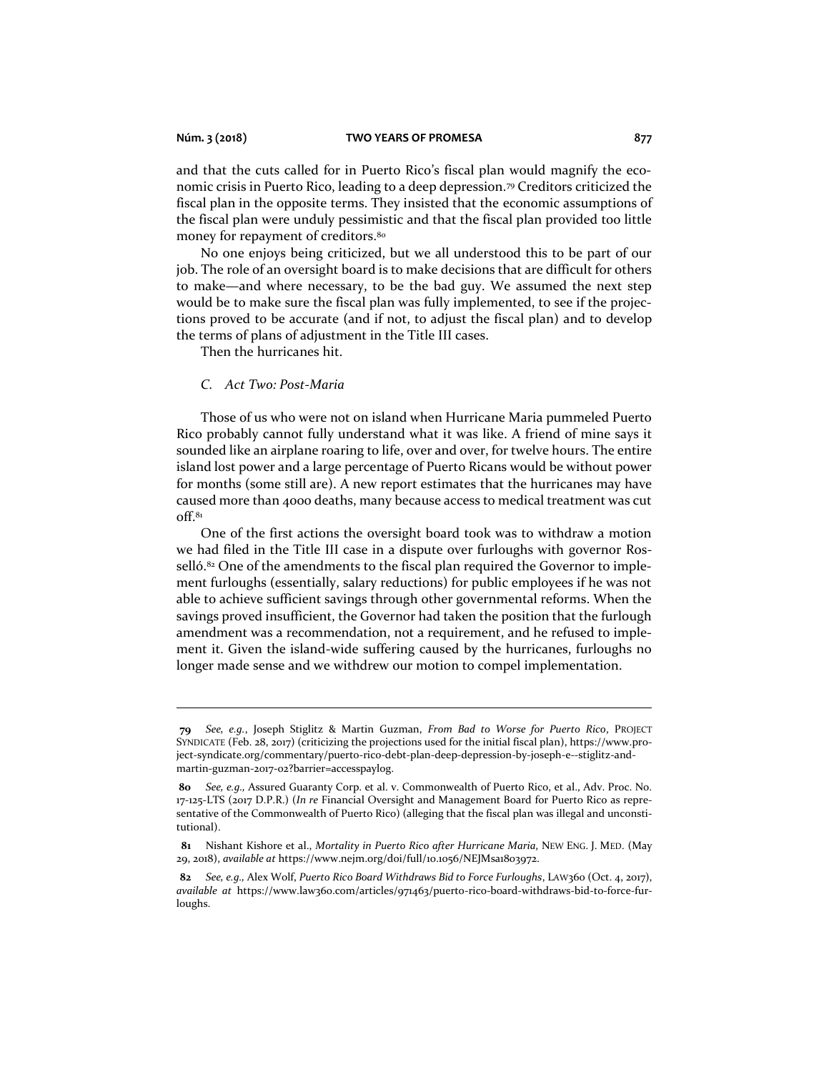and that the cuts called for in Puerto Rico's fiscal plan would magnify the economic crisis in Puerto Rico, leading to a deep depression.[79] Creditors criticized the fiscal plan in the opposite terms. They insisted that the economic assumptions of the fiscal plan were unduly pessimistic and that the fiscal plan provided too little money for repayment of creditors.[80]

No one enjoys being criticized, but we all understood this to be part of our job. The role of an oversight board is to make decisions that are difficult for others to make—and where necessary, to be the bad guy. We assumed the next step would be to make sure the fiscal plan was fully implemented, to see if the projections proved to be accurate (and if not, to adjust the fiscal plan) and to develop the terms of plans of adjustment in the Title III cases.

Then the hurricanes hit.

### *C. Act Two: Post-Maria*

Those of us who were not on island when Hurricane Maria pummeled Puerto Rico probably cannot fully understand what it was like. A friend of mine says it sounded like an airplane roaring to life, over and over, for twelve hours. The entire island lost power and a large percentage of Puerto Ricans would be without power for months (some still are). A new report estimates that the hurricanes may have caused more than 4000 deaths, many because access to medical treatment was cut off.[81]

One of the first actions the oversight board took was to withdraw a motion we had filed in the Title III case in a dispute over furloughs with governor Rosselló.[82] One of the amendments to the fiscal plan required the Governor to implement furloughs (essentially, salary reductions) for public employees if he was not able to achieve sufficient savings through other governmental reforms. When the savings proved insufficient, the Governor had taken the position that the furlough amendment was a recommendation, not a requirement, and he refused to implement it. Given the island-wide suffering caused by the hurricanes, furloughs no longer made sense and we withdrew our motion to compel implementation.

---

**79** *See, e.g.*, Joseph Stiglitz & Martin Guzman, *From Bad to Worse for Puerto Rico*, PROJECT SYNDICATE (Feb. 28, 2017) (criticizing the projections used for the initial fiscal plan), https://www.project-syndicate.org/commentary/puerto-rico-debt-plan-deep-depression-by-joseph-e--stiglitz-and-martin-guzman-2017-02?barrier=accesspaylog.

**80** *See, e.g.*, Assured Guaranty Corp. et al. v. Commonwealth of Puerto Rico, et al., Adv. Proc. No. 17-125-LTS (2017 D.P.R.) (*In re* Financial Oversight and Management Board for Puerto Rico as representative of the Commonwealth of Puerto Rico) (alleging that the fiscal plan was illegal and unconstitutional).

**81** Nishant Kishore et al., *Mortality in Puerto Rico after Hurricane Maria*, NEW ENG. J. MED. (May 29, 2018), *available at* https://www.nejm.org/doi/full/10.1056/NEJMsa1803972.

**82** *See, e.g.*, Alex Wolf, *Puerto Rico Board Withdraws Bid to Force Furloughs*, LAW360 (Oct. 4, 2017), *available at* https://www.law360.com/articles/971463/puerto-rico-board-withdraws-bid-to-force-furloughs.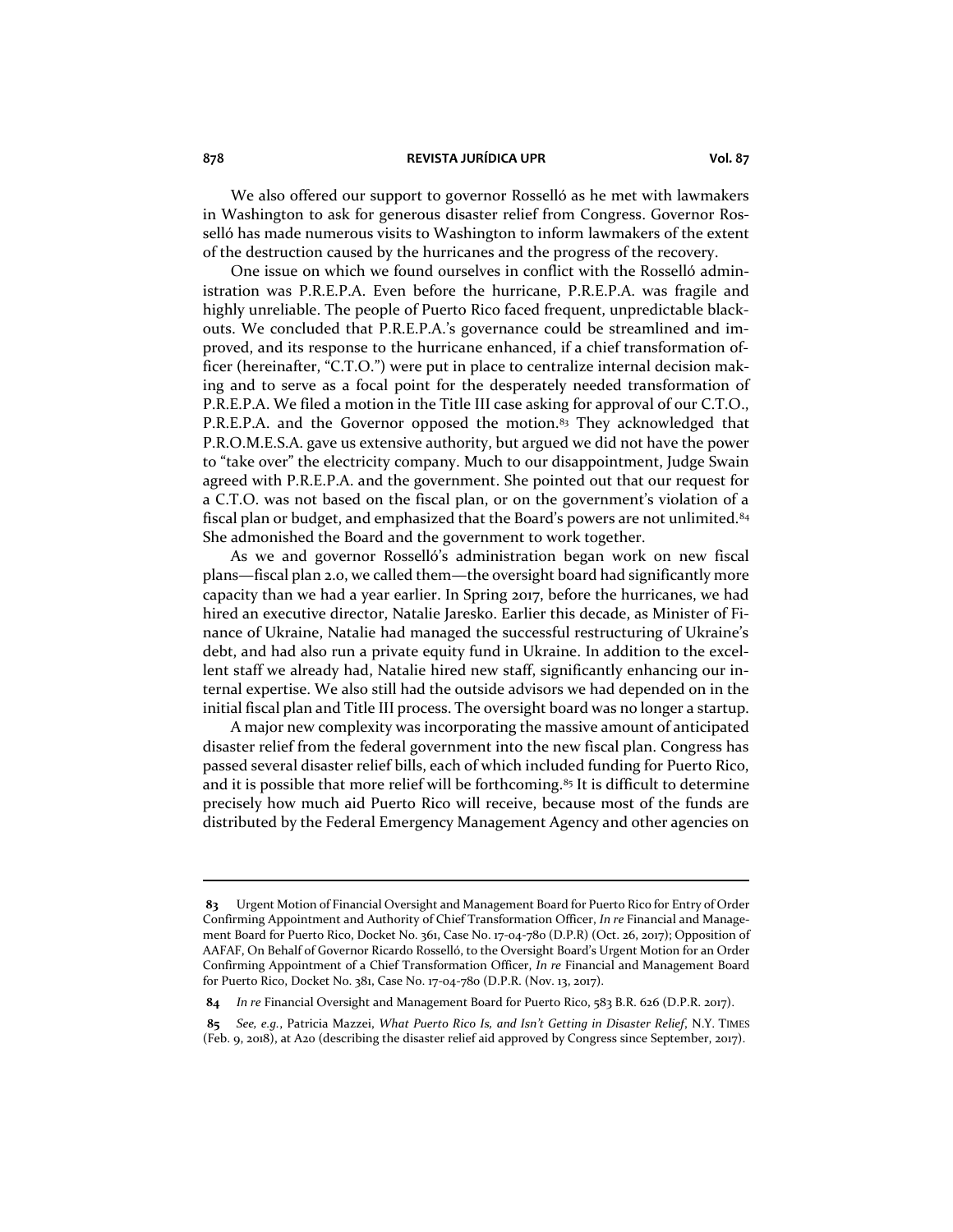We also offered our support to governor Rosselló as he met with lawmakers in Washington to ask for generous disaster relief from Congress. Governor Rosselló has made numerous visits to Washington to inform lawmakers of the extent of the destruction caused by the hurricanes and the progress of the recovery.

One issue on which we found ourselves in conflict with the Rosselló administration was P.R.E.P.A. Even before the hurricane, P.R.E.P.A. was fragile and highly unreliable. The people of Puerto Rico faced frequent, unpredictable blackouts. We concluded that P.R.E.P.A.'s governance could be streamlined and improved, and its response to the hurricane enhanced, if a chief transformation officer (hereinafter, "C.T.O.") were put in place to centralize internal decision making and to serve as a focal point for the desperately needed transformation of P.R.E.P.A. We filed a motion in the Title III case asking for approval of our C.T.O., P.R.E.P.A. and the Governor opposed the motion.[83] They acknowledged that P.R.O.M.E.S.A. gave us extensive authority, but argued we did not have the power to "take over" the electricity company. Much to our disappointment, Judge Swain agreed with P.R.E.P.A. and the government. She pointed out that our request for a C.T.O. was not based on the fiscal plan, or on the government's violation of a fiscal plan or budget, and emphasized that the Board's powers are not unlimited.[84] She admonished the Board and the government to work together.

As we and governor Rosselló's administration began work on new fiscal plans—fiscal plan 2.0, we called them—the oversight board had significantly more capacity than we had a year earlier. In Spring 2017, before the hurricanes, we had hired an executive director, Natalie Jaresko. Earlier this decade, as Minister of Finance of Ukraine, Natalie had managed the successful restructuring of Ukraine's debt, and had also run a private equity fund in Ukraine. In addition to the excellent staff we already had, Natalie hired new staff, significantly enhancing our internal expertise. We also still had the outside advisors we had depended on in the initial fiscal plan and Title III process. The oversight board was no longer a startup.

A major new complexity was incorporating the massive amount of anticipated disaster relief from the federal government into the new fiscal plan. Congress has passed several disaster relief bills, each of which included funding for Puerto Rico, and it is possible that more relief will be forthcoming.[85] It is difficult to determine precisely how much aid Puerto Rico will receive, because most of the funds are distributed by the Federal Emergency Management Agency and other agencies on

---

**83** Urgent Motion of Financial Oversight and Management Board for Puerto Rico for Entry of Order Confirming Appointment and Authority of Chief Transformation Officer, *In re* Financial and Management Board for Puerto Rico, Docket No. 361, Case No. 17-04-780 (D.P.R) (Oct. 26, 2017); Opposition of AAFAF, On Behalf of Governor Ricardo Rosselló, to the Oversight Board's Urgent Motion for an Order Confirming Appointment of a Chief Transformation Officer, *In re* Financial and Management Board for Puerto Rico, Docket No. 381, Case No. 17-04-780 (D.P.R. (Nov. 13, 2017).

**84** *In re* Financial Oversight and Management Board for Puerto Rico, 583 B.R. 626 (D.P.R. 2017).

**85** *See, e.g.*, Patricia Mazzei, *What Puerto Rico Is, and Isn't Getting in Disaster Relief*, N.Y. TIMES (Feb. 9, 2018), at A20 (describing the disaster relief aid approved by Congress since September, 2017).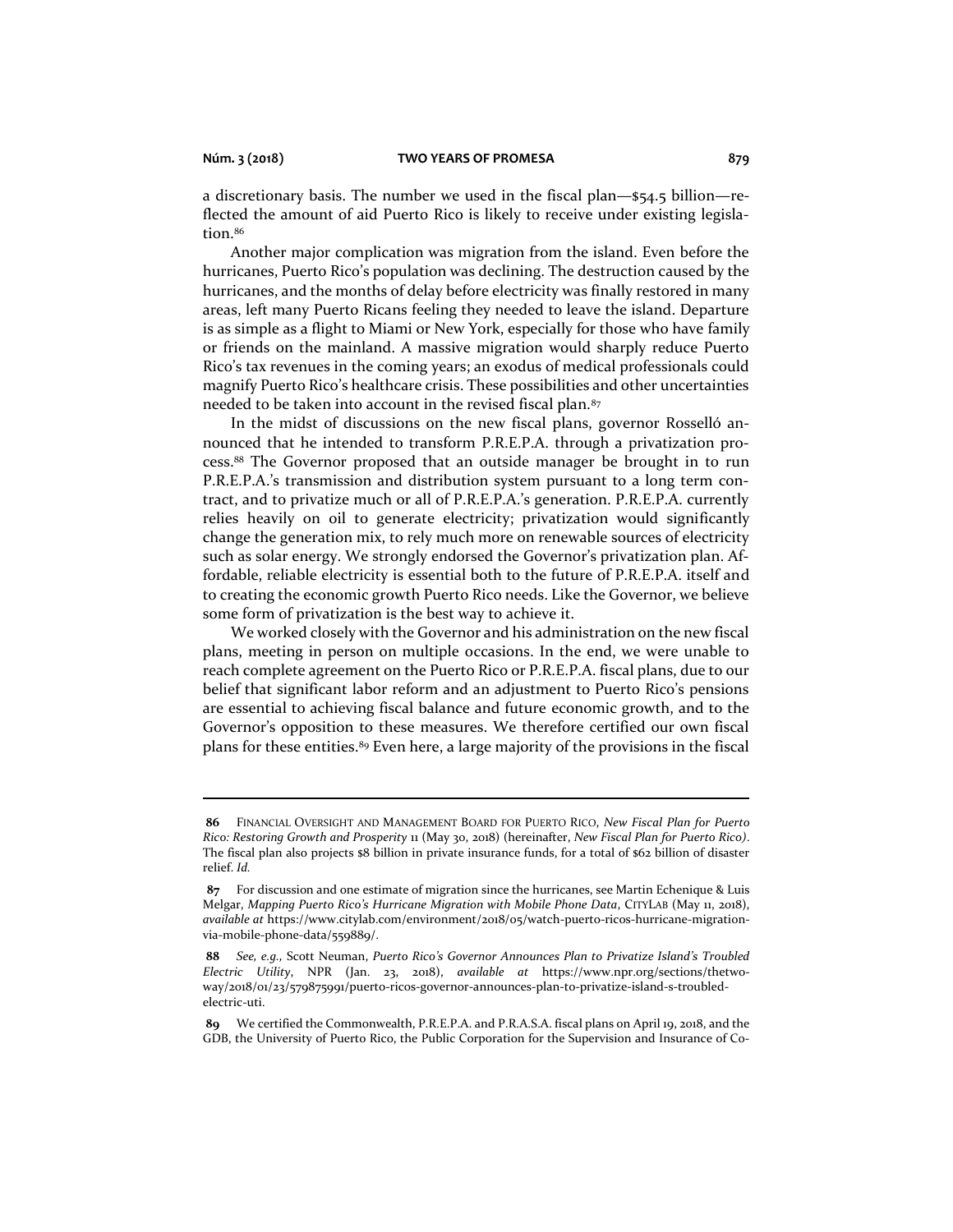a discretionary basis. The number we used in the fiscal plan—$54.5 billion—reflected the amount of aid Puerto Rico is likely to receive under existing legislation.[86]

Another major complication was migration from the island. Even before the hurricanes, Puerto Rico's population was declining. The destruction caused by the hurricanes, and the months of delay before electricity was finally restored in many areas, left many Puerto Ricans feeling they needed to leave the island. Departure is as simple as a flight to Miami or New York, especially for those who have family or friends on the mainland. A massive migration would sharply reduce Puerto Rico's tax revenues in the coming years; an exodus of medical professionals could magnify Puerto Rico's healthcare crisis. These possibilities and other uncertainties needed to be taken into account in the revised fiscal plan.[87]

In the midst of discussions on the new fiscal plans, governor Rosselló announced that he intended to transform P.R.E.P.A. through a privatization process.[88] The Governor proposed that an outside manager be brought in to run P.R.E.P.A.'s transmission and distribution system pursuant to a long term contract, and to privatize much or all of P.R.E.P.A.'s generation. P.R.E.P.A. currently relies heavily on oil to generate electricity; privatization would significantly change the generation mix, to rely much more on renewable sources of electricity such as solar energy. We strongly endorsed the Governor's privatization plan. Affordable, reliable electricity is essential both to the future of P.R.E.P.A. itself and to creating the economic growth Puerto Rico needs. Like the Governor, we believe some form of privatization is the best way to achieve it.

We worked closely with the Governor and his administration on the new fiscal plans, meeting in person on multiple occasions. In the end, we were unable to reach complete agreement on the Puerto Rico or P.R.E.P.A. fiscal plans, due to our belief that significant labor reform and an adjustment to Puerto Rico's pensions are essential to achieving fiscal balance and future economic growth, and to the Governor's opposition to these measures. We therefore certified our own fiscal plans for these entities.[89] Even here, a large majority of the provisions in the fiscal

---

**86** Financial Oversight and Management Board for Puerto Rico, *New Fiscal Plan for Puerto Rico: Restoring Growth and Prosperity* 11 (May 30, 2018) (hereinafter, *New Fiscal Plan for Puerto Rico)*. The fiscal plan also projects $8 billion in private insurance funds, for a total of $62 billion of disaster relief. *Id.*

**87** For discussion and one estimate of migration since the hurricanes, see Martin Echenique & Luis Melgar, *Mapping Puerto Rico's Hurricane Migration with Mobile Phone Data*, CityLab (May 11, 2018), *available at* https://www.citylab.com/environment/2018/05/watch-puerto-ricos-hurricane-migration-via-mobile-phone-data/559889/.

**88** *See, e.g.,* Scott Neuman, *Puerto Rico's Governor Announces Plan to Privatize Island's Troubled Electric Utility*, NPR (Jan. 23, 2018), *available at* https://www.npr.org/sections/thetwo-way/2018/01/23/579875991/puerto-ricos-governor-announces-plan-to-privatize-island-s-troubled-electric-uti.

**89** We certified the Commonwealth, P.R.E.P.A. and P.R.A.S.A. fiscal plans on April 19, 2018, and the GDB, the University of Puerto Rico, the Public Corporation for the Supervision and Insurance of Co-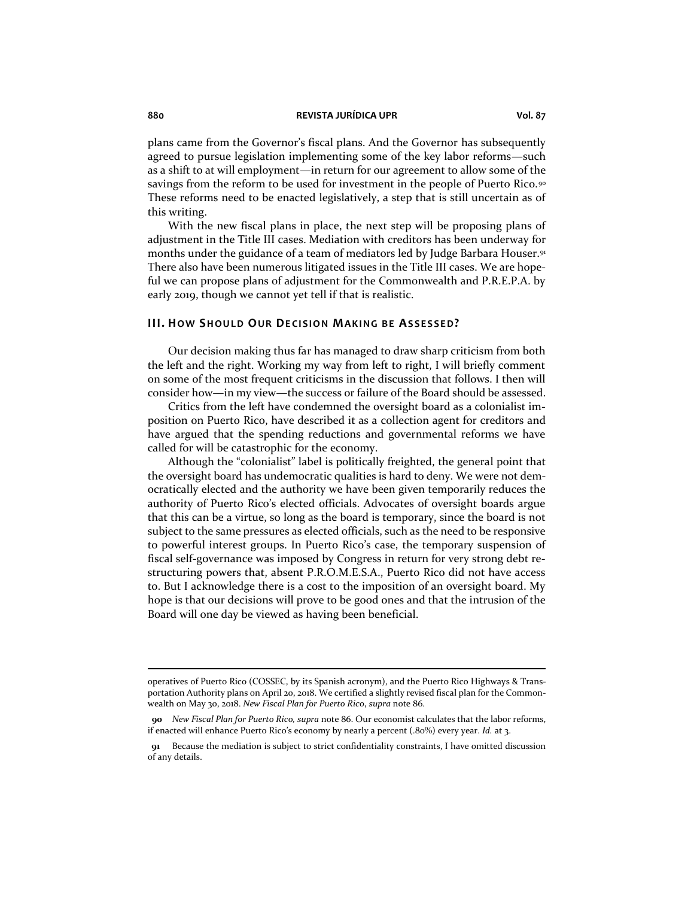plans came from the Governor's fiscal plans. And the Governor has subsequently agreed to pursue legislation implementing some of the key labor reforms—such as a shift to at will employment—in return for our agreement to allow some of the savings from the reform to be used for investment in the people of Puerto Rico.[90] These reforms need to be enacted legislatively, a step that is still uncertain as of this writing.

With the new fiscal plans in place, the next step will be proposing plans of adjustment in the Title III cases. Mediation with creditors has been underway for months under the guidance of a team of mediators led by Judge Barbara Houser.[91] There also have been numerous litigated issues in the Title III cases. We are hopeful we can propose plans of adjustment for the Commonwealth and P.R.E.P.A. by early 2019, though we cannot yet tell if that is realistic.

## III. How Should Our Decision Making be Assessed?

Our decision making thus far has managed to draw sharp criticism from both the left and the right. Working my way from left to right, I will briefly comment on some of the most frequent criticisms in the discussion that follows. I then will consider how—in my view—the success or failure of the Board should be assessed.

Critics from the left have condemned the oversight board as a colonialist imposition on Puerto Rico, have described it as a collection agent for creditors and have argued that the spending reductions and governmental reforms we have called for will be catastrophic for the economy.

Although the "colonialist" label is politically freighted, the general point that the oversight board has undemocratic qualities is hard to deny. We were not democratically elected and the authority we have been given temporarily reduces the authority of Puerto Rico's elected officials. Advocates of oversight boards argue that this can be a virtue, so long as the board is temporary, since the board is not subject to the same pressures as elected officials, such as the need to be responsive to powerful interest groups. In Puerto Rico's case, the temporary suspension of fiscal self-governance was imposed by Congress in return for very strong debt restructuring powers that, absent P.R.O.M.E.S.A., Puerto Rico did not have access to. But I acknowledge there is a cost to the imposition of an oversight board. My hope is that our decisions will prove to be good ones and that the intrusion of the Board will one day be viewed as having been beneficial.

---

operatives of Puerto Rico (COSSEC, by its Spanish acronym), and the Puerto Rico Highways & Transportation Authority plans on April 20, 2018. We certified a slightly revised fiscal plan for the Commonwealth on May 30, 2018. *New Fiscal Plan for Puerto Rico*, *supra* note 86.

**90** *New Fiscal Plan for Puerto Rico, supra* note 86. Our economist calculates that the labor reforms, if enacted will enhance Puerto Rico's economy by nearly a percent (.80%) every year. *Id.* at 3.

**91** Because the mediation is subject to strict confidentiality constraints, I have omitted discussion of any details.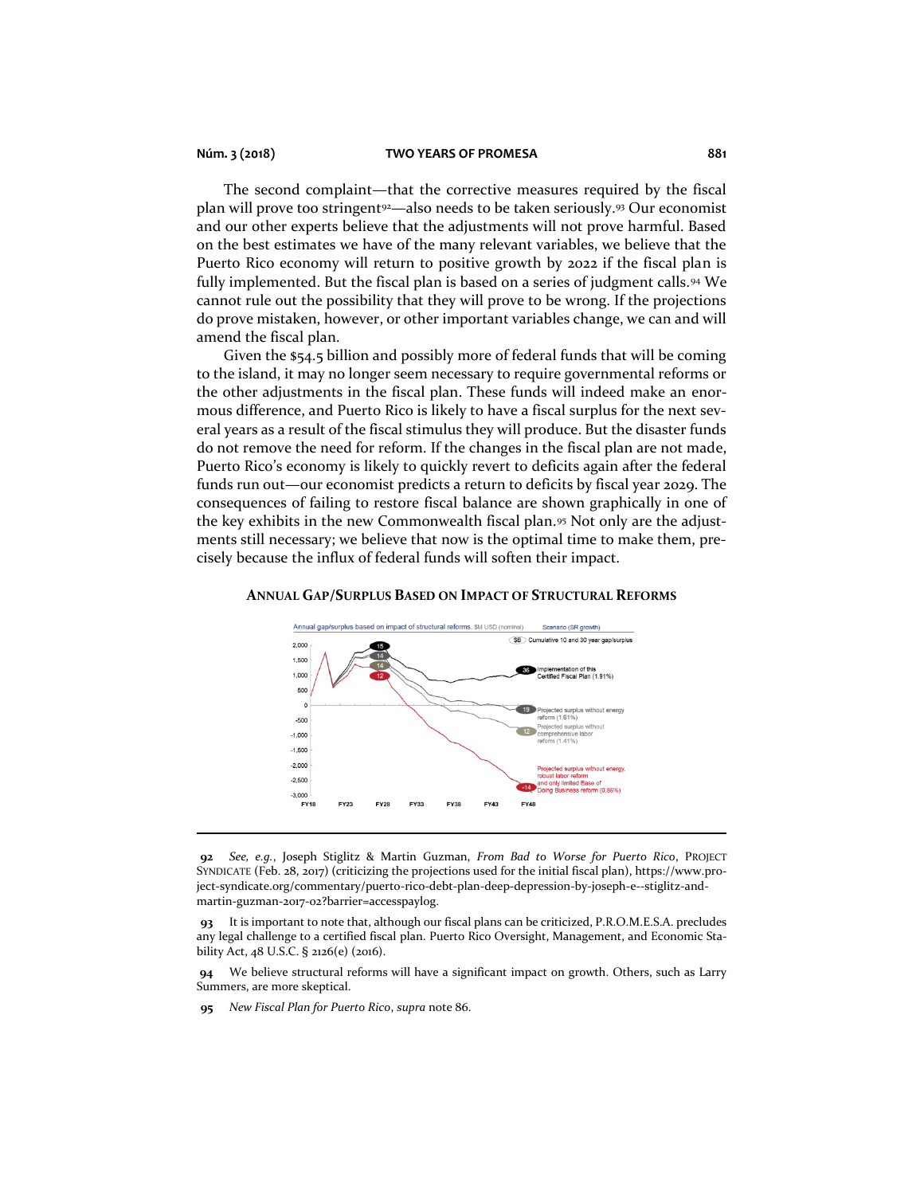The second complaint—that the corrective measures required by the fiscal plan will prove too stringent[92]—also needs to be taken seriously.[93] Our economist and our other experts believe that the adjustments will not prove harmful. Based on the best estimates we have of the many relevant variables, we believe that the Puerto Rico economy will return to positive growth by 2022 if the fiscal plan is fully implemented. But the fiscal plan is based on a series of judgment calls.[94] We cannot rule out the possibility that they will prove to be wrong. If the projections do prove mistaken, however, or other important variables change, we can and will amend the fiscal plan.

Given the $54.5 billion and possibly more of federal funds that will be coming to the island, it may no longer seem necessary to require governmental reforms or the other adjustments in the fiscal plan. These funds will indeed make an enormous difference, and Puerto Rico is likely to have a fiscal surplus for the next several years as a result of the fiscal stimulus they will produce. But the disaster funds do not remove the need for reform. If the changes in the fiscal plan are not made, Puerto Rico's economy is likely to quickly revert to deficits again after the federal funds run out—our economist predicts a return to deficits by fiscal year 2029. The consequences of failing to restore fiscal balance are shown graphically in one of the key exhibits in the new Commonwealth fiscal plan.[95] Not only are the adjustments still necessary; we believe that now is the optimal time to make them, precisely because the influx of federal funds will soften their impact.

**ANNUAL GAP/SURPLUS BASED ON IMPACT OF STRUCTURAL REFORMS**

---

**92** *See, e.g.*, Joseph Stiglitz & Martin Guzman, *From Bad to Worse for Puerto Rico*, PROJECT SYNDICATE (Feb. 28, 2017) (criticizing the projections used for the initial fiscal plan), https://www.project-syndicate.org/commentary/puerto-rico-debt-plan-deep-depression-by-joseph-e--stiglitz-and-martin-guzman-2017-02?barrier=accesspaylog.

**93** It is important to note that, although our fiscal plans can be criticized, P.R.O.M.E.S.A. precludes any legal challenge to a certified fiscal plan. Puerto Rico Oversight, Management, and Economic Stability Act, 48 U.S.C. § 2126(e) (2016).

**94** We believe structural reforms will have a significant impact on growth. Others, such as Larry Summers, are more skeptical.

**95** *New Fiscal Plan for Puerto Rico*, *supra* note 86.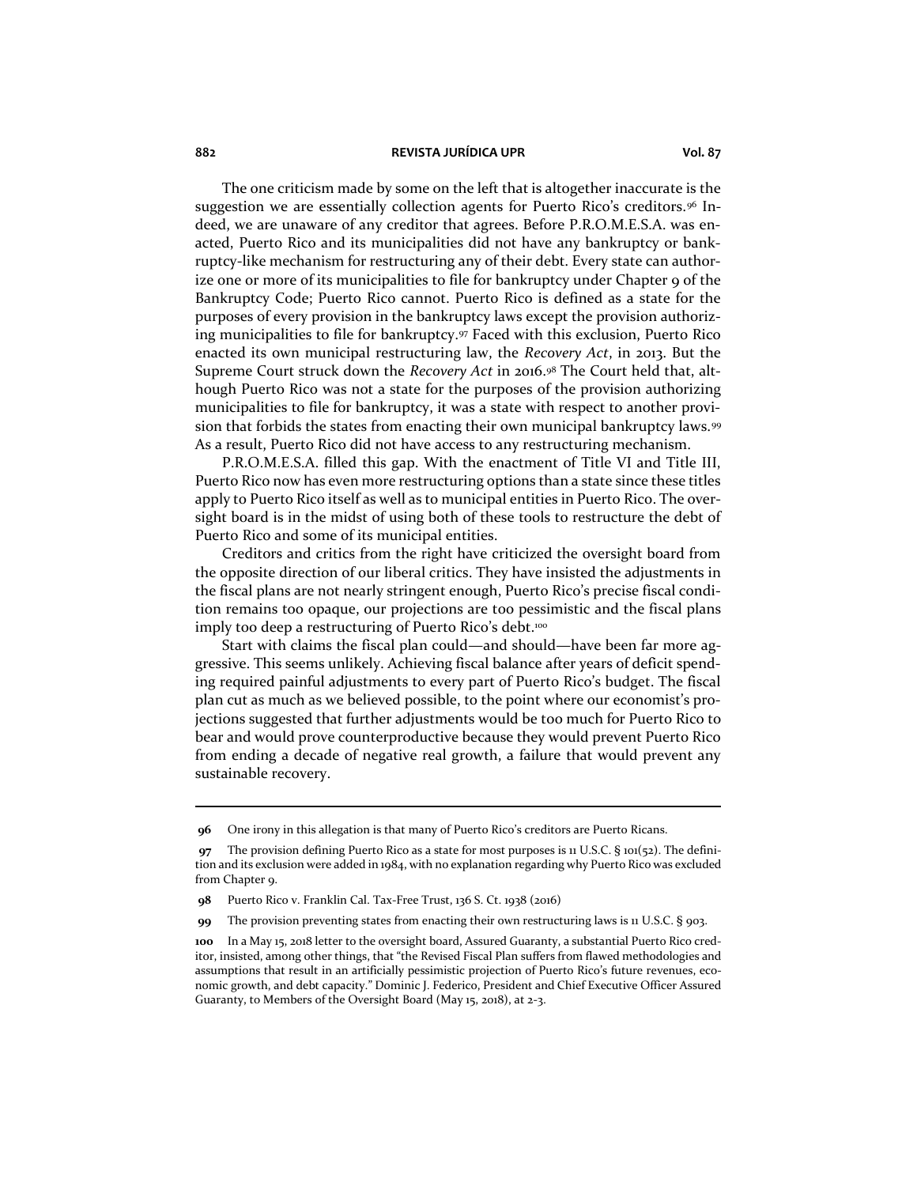The one criticism made by some on the left that is altogether inaccurate is the suggestion we are essentially collection agents for Puerto Rico's creditors.[96] Indeed, we are unaware of any creditor that agrees. Before P.R.O.M.E.S.A. was enacted, Puerto Rico and its municipalities did not have any bankruptcy or bankruptcy-like mechanism for restructuring any of their debt. Every state can authorize one or more of its municipalities to file for bankruptcy under Chapter 9 of the Bankruptcy Code; Puerto Rico cannot. Puerto Rico is defined as a state for the purposes of every provision in the bankruptcy laws except the provision authorizing municipalities to file for bankruptcy.[97] Faced with this exclusion, Puerto Rico enacted its own municipal restructuring law, the *Recovery Act*, in 2013. But the Supreme Court struck down the *Recovery Act* in 2016.[98] The Court held that, although Puerto Rico was not a state for the purposes of the provision authorizing municipalities to file for bankruptcy, it was a state with respect to another provision that forbids the states from enacting their own municipal bankruptcy laws.[99] As a result, Puerto Rico did not have access to any restructuring mechanism.

P.R.O.M.E.S.A. filled this gap. With the enactment of Title VI and Title III, Puerto Rico now has even more restructuring options than a state since these titles apply to Puerto Rico itself as well as to municipal entities in Puerto Rico. The oversight board is in the midst of using both of these tools to restructure the debt of Puerto Rico and some of its municipal entities.

Creditors and critics from the right have criticized the oversight board from the opposite direction of our liberal critics. They have insisted the adjustments in the fiscal plans are not nearly stringent enough, Puerto Rico's precise fiscal condition remains too opaque, our projections are too pessimistic and the fiscal plans imply too deep a restructuring of Puerto Rico's debt.[100]

Start with claims the fiscal plan could—and should—have been far more aggressive. This seems unlikely. Achieving fiscal balance after years of deficit spending required painful adjustments to every part of Puerto Rico's budget. The fiscal plan cut as much as we believed possible, to the point where our economist's projections suggested that further adjustments would be too much for Puerto Rico to bear and would prove counterproductive because they would prevent Puerto Rico from ending a decade of negative real growth, a failure that would prevent any sustainable recovery.

---

**96** One irony in this allegation is that many of Puerto Rico's creditors are Puerto Ricans.

**97** The provision defining Puerto Rico as a state for most purposes is 11 U.S.C. § 101(52). The definition and its exclusion were added in 1984, with no explanation regarding why Puerto Rico was excluded from Chapter 9.

**98** Puerto Rico v. Franklin Cal. Tax-Free Trust, 136 S. Ct. 1938 (2016)

**99** The provision preventing states from enacting their own restructuring laws is 11 U.S.C. § 903.

**100** In a May 15, 2018 letter to the oversight board, Assured Guaranty, a substantial Puerto Rico creditor, insisted, among other things, that "the Revised Fiscal Plan suffers from flawed methodologies and assumptions that result in an artificially pessimistic projection of Puerto Rico's future revenues, economic growth, and debt capacity." Dominic J. Federico, President and Chief Executive Officer Assured Guaranty, to Members of the Oversight Board (May 15, 2018), at 2-3.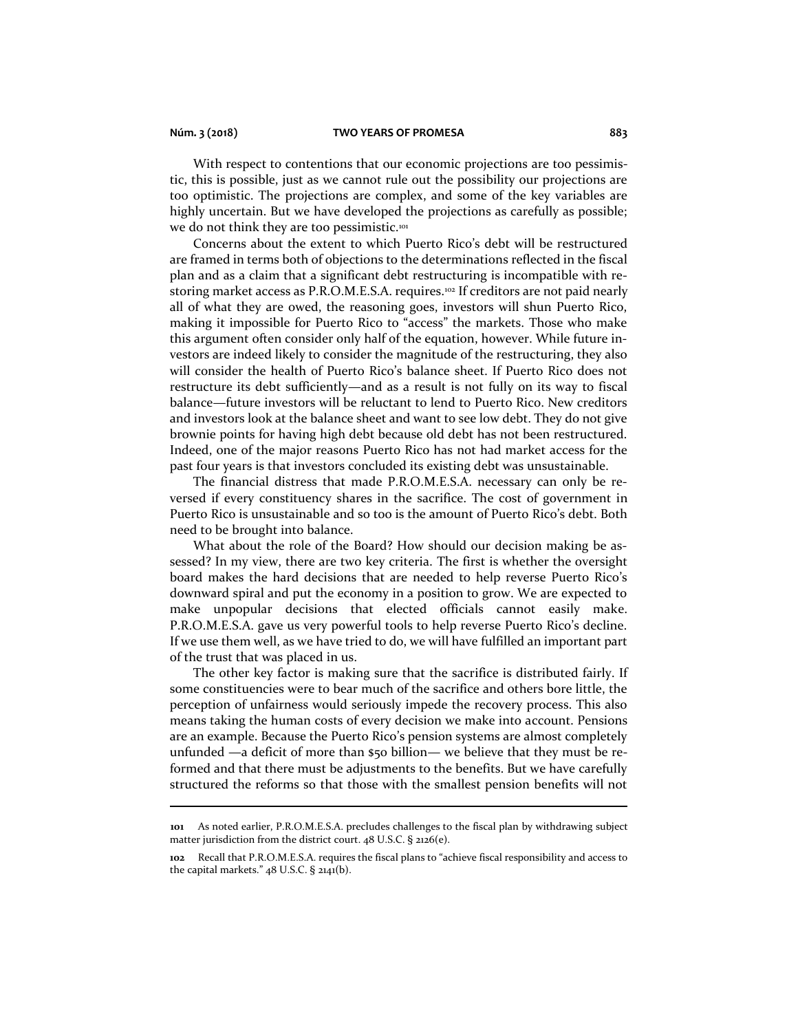With respect to contentions that our economic projections are too pessimistic, this is possible, just as we cannot rule out the possibility our projections are too optimistic. The projections are complex, and some of the key variables are highly uncertain. But we have developed the projections as carefully as possible; we do not think they are too pessimistic.[101]

Concerns about the extent to which Puerto Rico's debt will be restructured are framed in terms both of objections to the determinations reflected in the fiscal plan and as a claim that a significant debt restructuring is incompatible with restoring market access as P.R.O.M.E.S.A. requires.[102] If creditors are not paid nearly all of what they are owed, the reasoning goes, investors will shun Puerto Rico, making it impossible for Puerto Rico to "access" the markets. Those who make this argument often consider only half of the equation, however. While future investors are indeed likely to consider the magnitude of the restructuring, they also will consider the health of Puerto Rico's balance sheet. If Puerto Rico does not restructure its debt sufficiently—and as a result is not fully on its way to fiscal balance—future investors will be reluctant to lend to Puerto Rico. New creditors and investors look at the balance sheet and want to see low debt. They do not give brownie points for having high debt because old debt has not been restructured. Indeed, one of the major reasons Puerto Rico has not had market access for the past four years is that investors concluded its existing debt was unsustainable.

The financial distress that made P.R.O.M.E.S.A. necessary can only be reversed if every constituency shares in the sacrifice. The cost of government in Puerto Rico is unsustainable and so too is the amount of Puerto Rico's debt. Both need to be brought into balance.

What about the role of the Board? How should our decision making be assessed? In my view, there are two key criteria. The first is whether the oversight board makes the hard decisions that are needed to help reverse Puerto Rico's downward spiral and put the economy in a position to grow. We are expected to make unpopular decisions that elected officials cannot easily make. P.R.O.M.E.S.A. gave us very powerful tools to help reverse Puerto Rico's decline. If we use them well, as we have tried to do, we will have fulfilled an important part of the trust that was placed in us.

The other key factor is making sure that the sacrifice is distributed fairly. If some constituencies were to bear much of the sacrifice and others bore little, the perception of unfairness would seriously impede the recovery process. This also means taking the human costs of every decision we make into account. Pensions are an example. Because the Puerto Rico's pension systems are almost completely unfunded —a deficit of more than $50 billion— we believe that they must be reformed and that there must be adjustments to the benefits. But we have carefully structured the reforms so that those with the smallest pension benefits will not

---

**101** As noted earlier, P.R.O.M.E.S.A. precludes challenges to the fiscal plan by withdrawing subject matter jurisdiction from the district court. 48 U.S.C. § 2126(e).

**102** Recall that P.R.O.M.E.S.A. requires the fiscal plans to "achieve fiscal responsibility and access to the capital markets." 48 U.S.C. § 2141(b).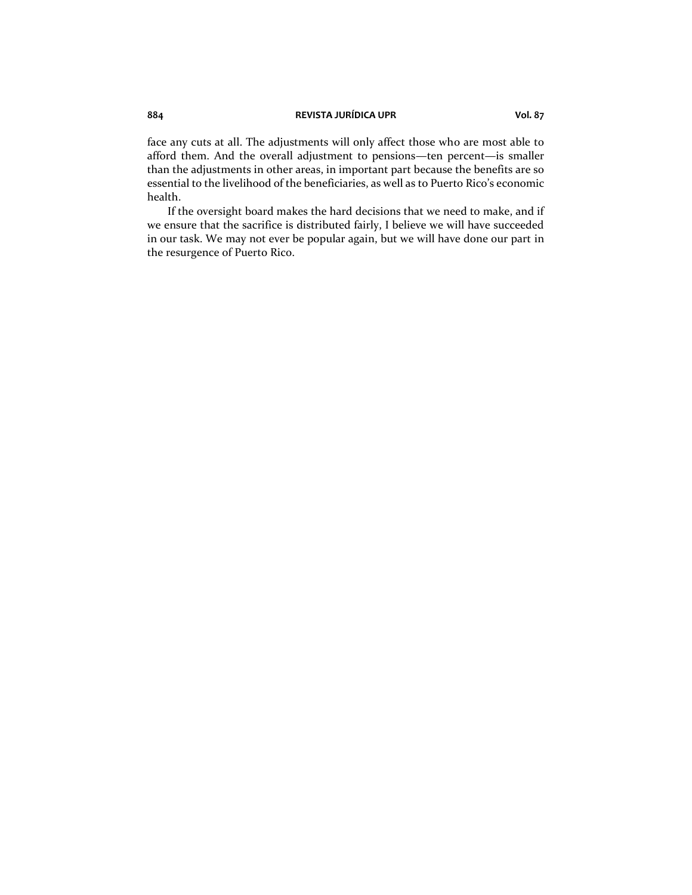face any cuts at all. The adjustments will only affect those who are most able to afford them. And the overall adjustment to pensions—ten percent—is smaller than the adjustments in other areas, in important part because the benefits are so essential to the livelihood of the beneficiaries, as well as to Puerto Rico's economic health.

If the oversight board makes the hard decisions that we need to make, and if we ensure that the sacrifice is distributed fairly, I believe we will have succeeded in our task. We may not ever be popular again, but we will have done our part in the resurgence of Puerto Rico.